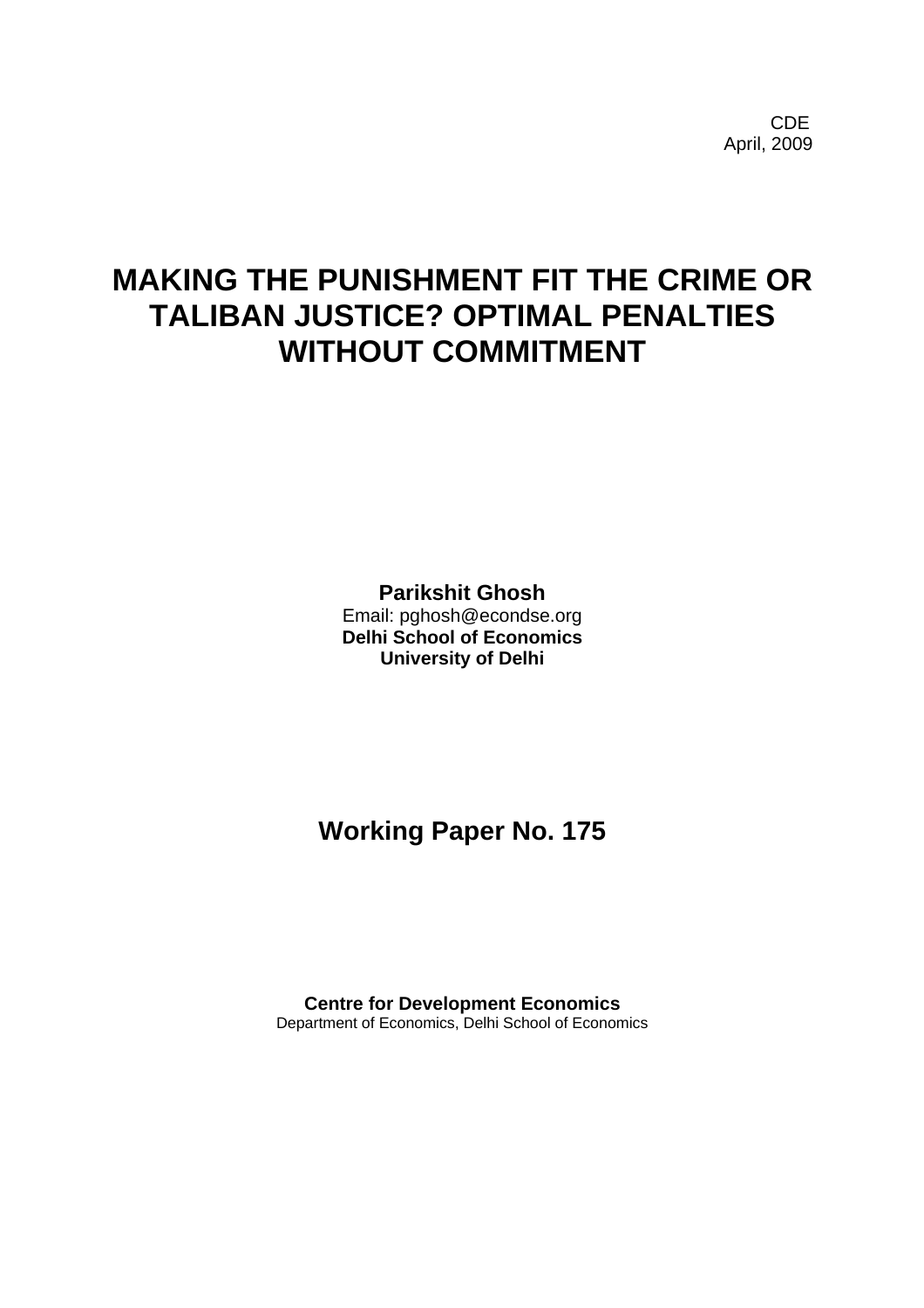CDE
April, 2009

# MAKING THE PUNISHMENT FIT THE CRIME OR TALIBAN JUSTICE? OPTIMAL PENALTIES WITHOUT COMMITMENT

**Parikshit Ghosh**
Email: pghosh@econdse.org
**Delhi School of Economics**
**University of Delhi**

## Working Paper No. 175

**Centre for Development Economics**
Department of Economics, Delhi School of Economics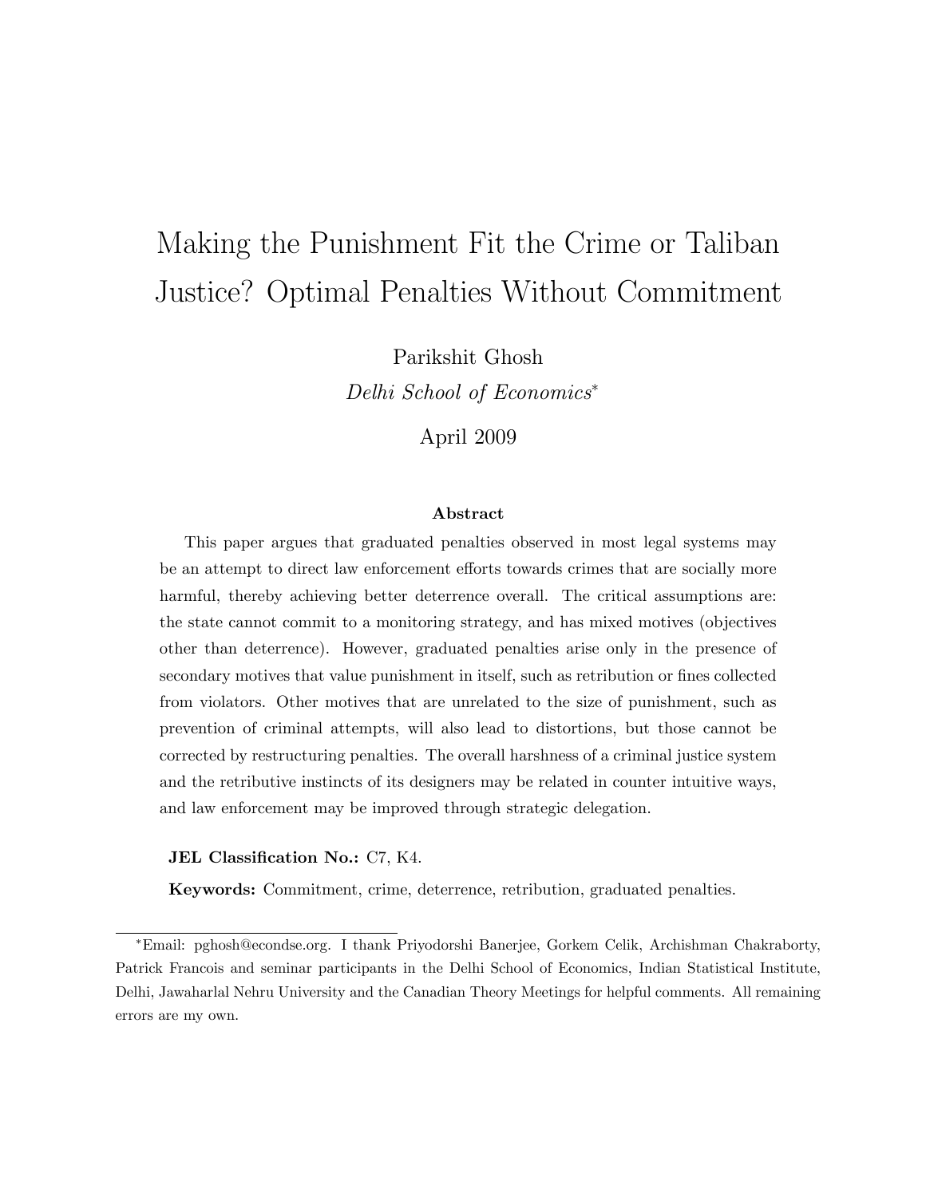# Making the Punishment Fit the Crime or Taliban Justice? Optimal Penalties Without Commitment

Parikshit Ghosh

*Delhi School of Economics*[*]

April 2009

### Abstract

This paper argues that graduated penalties observed in most legal systems may be an attempt to direct law enforcement efforts towards crimes that are socially more harmful, thereby achieving better deterrence overall. The critical assumptions are: the state cannot commit to a monitoring strategy, and has mixed motives (objectives other than deterrence). However, graduated penalties arise only in the presence of secondary motives that value punishment in itself, such as retribution or fines collected from violators. Other motives that are unrelated to the size of punishment, such as prevention of criminal attempts, will also lead to distortions, but those cannot be corrected by restructuring penalties. The overall harshness of a criminal justice system and the retributive instincts of its designers may be related in counter intuitive ways, and law enforcement may be improved through strategic delegation.

**JEL Classification No.:** C7, K4.

**Keywords:** Commitment, crime, deterrence, retribution, graduated penalties.

---

[*]Email: pghosh@econdse.org. I thank Priyodorshi Banerjee, Gorkem Celik, Archishman Chakraborty, Patrick Francois and seminar participants in the Delhi School of Economics, Indian Statistical Institute, Delhi, Jawaharlal Nehru University and the Canadian Theory Meetings for helpful comments. All remaining errors are my own.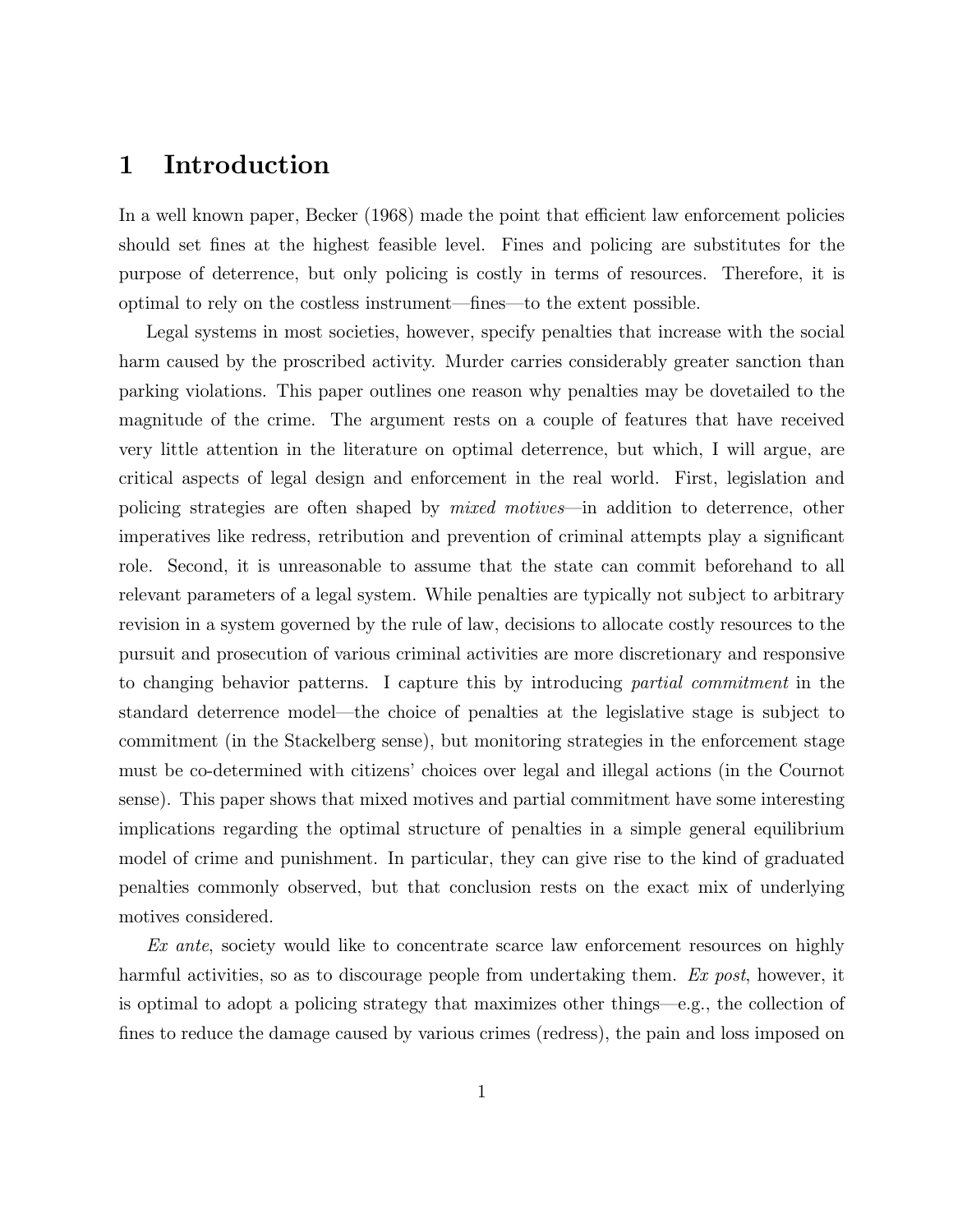# 1 Introduction

In a well known paper, Becker (1968) made the point that efficient law enforcement policies should set fines at the highest feasible level. Fines and policing are substitutes for the purpose of deterrence, but only policing is costly in terms of resources. Therefore, it is optimal to rely on the costless instrument—fines—to the extent possible.

Legal systems in most societies, however, specify penalties that increase with the social harm caused by the proscribed activity. Murder carries considerably greater sanction than parking violations. This paper outlines one reason why penalties may be dovetailed to the magnitude of the crime. The argument rests on a couple of features that have received very little attention in the literature on optimal deterrence, but which, I will argue, are critical aspects of legal design and enforcement in the real world. First, legislation and policing strategies are often shaped by *mixed motives*—in addition to deterrence, other imperatives like redress, retribution and prevention of criminal attempts play a significant role. Second, it is unreasonable to assume that the state can commit beforehand to all relevant parameters of a legal system. While penalties are typically not subject to arbitrary revision in a system governed by the rule of law, decisions to allocate costly resources to the pursuit and prosecution of various criminal activities are more discretionary and responsive to changing behavior patterns. I capture this by introducing *partial commitment* in the standard deterrence model—the choice of penalties at the legislative stage is subject to commitment (in the Stackelberg sense), but monitoring strategies in the enforcement stage must be co-determined with citizens' choices over legal and illegal actions (in the Cournot sense). This paper shows that mixed motives and partial commitment have some interesting implications regarding the optimal structure of penalties in a simple general equilibrium model of crime and punishment. In particular, they can give rise to the kind of graduated penalties commonly observed, but that conclusion rests on the exact mix of underlying motives considered.

*Ex ante*, society would like to concentrate scarce law enforcement resources on highly harmful activities, so as to discourage people from undertaking them. *Ex post*, however, it is optimal to adopt a policing strategy that maximizes other things—e.g., the collection of fines to reduce the damage caused by various crimes (redress), the pain and loss imposed on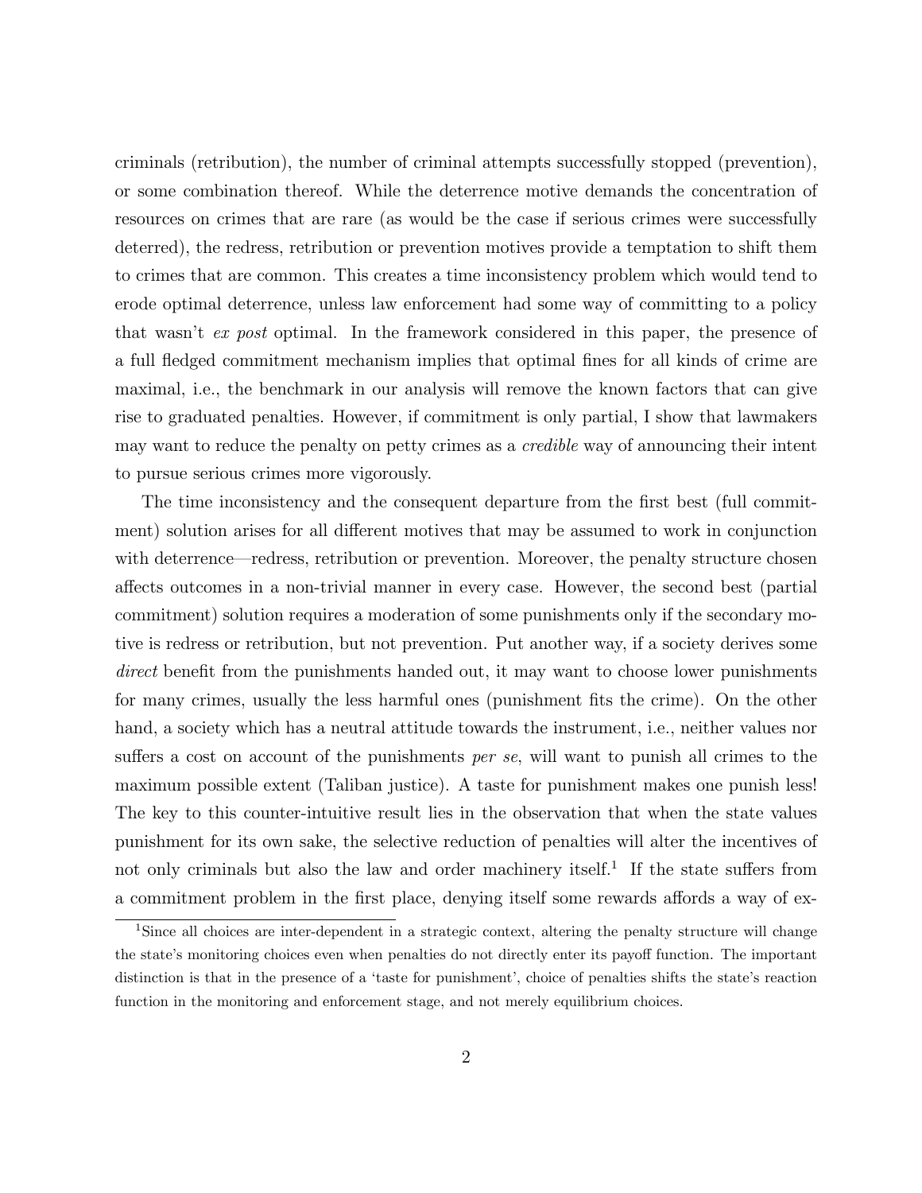criminals (retribution), the number of criminal attempts successfully stopped (prevention), or some combination thereof. While the deterrence motive demands the concentration of resources on crimes that are rare (as would be the case if serious crimes were successfully deterred), the redress, retribution or prevention motives provide a temptation to shift them to crimes that are common. This creates a time inconsistency problem which would tend to erode optimal deterrence, unless law enforcement had some way of committing to a policy that wasn't *ex post* optimal. In the framework considered in this paper, the presence of a full fledged commitment mechanism implies that optimal fines for all kinds of crime are maximal, i.e., the benchmark in our analysis will remove the known factors that can give rise to graduated penalties. However, if commitment is only partial, I show that lawmakers may want to reduce the penalty on petty crimes as a *credible* way of announcing their intent to pursue serious crimes more vigorously.

The time inconsistency and the consequent departure from the first best (full commitment) solution arises for all different motives that may be assumed to work in conjunction with deterrence—redress, retribution or prevention. Moreover, the penalty structure chosen affects outcomes in a non-trivial manner in every case. However, the second best (partial commitment) solution requires a moderation of some punishments only if the secondary motive is redress or retribution, but not prevention. Put another way, if a society derives some *direct* benefit from the punishments handed out, it may want to choose lower punishments for many crimes, usually the less harmful ones (punishment fits the crime). On the other hand, a society which has a neutral attitude towards the instrument, i.e., neither values nor suffers a cost on account of the punishments *per se*, will want to punish all crimes to the maximum possible extent (Taliban justice). A taste for punishment makes one punish less! The key to this counter-intuitive result lies in the observation that when the state values punishment for its own sake, the selective reduction of penalties will alter the incentives of not only criminals but also the law and order machinery itself.[1] If the state suffers from a commitment problem in the first place, denying itself some rewards affords a way of ex-

[1] Since all choices are inter-dependent in a strategic context, altering the penalty structure will change the state's monitoring choices even when penalties do not directly enter its payoff function. The important distinction is that in the presence of a 'taste for punishment', choice of penalties shifts the state's reaction function in the monitoring and enforcement stage, and not merely equilibrium choices.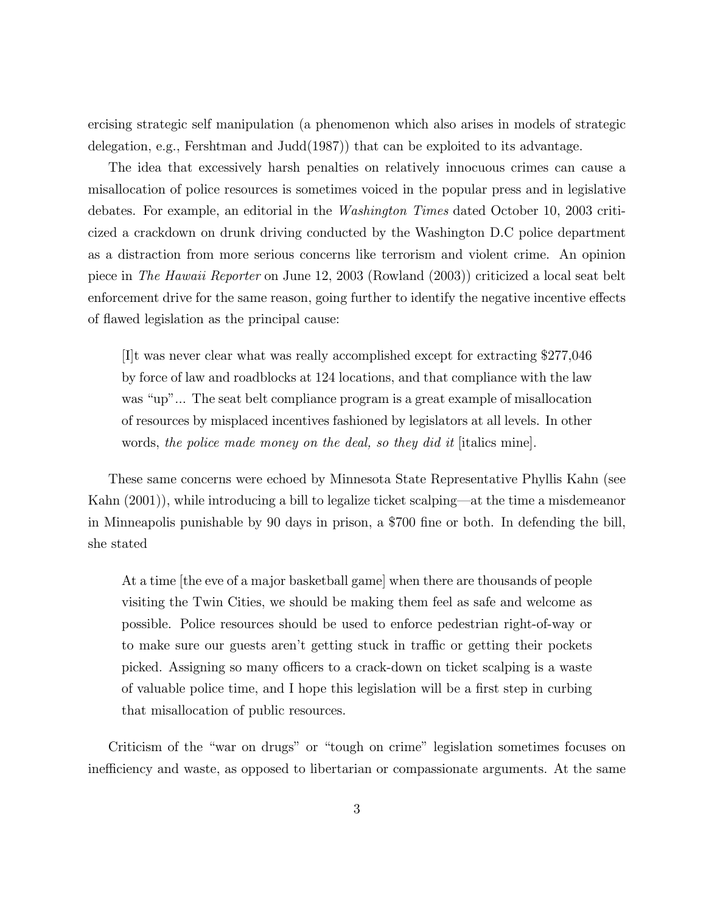ercising strategic self manipulation (a phenomenon which also arises in models of strategic delegation, e.g., Fershtman and Judd(1987)) that can be exploited to its advantage.

The idea that excessively harsh penalties on relatively innocuous crimes can cause a misallocation of police resources is sometimes voiced in the popular press and in legislative debates. For example, an editorial in the *Washington Times* dated October 10, 2003 criticized a crackdown on drunk driving conducted by the Washington D.C police department as a distraction from more serious concerns like terrorism and violent crime. An opinion piece in *The Hawaii Reporter* on June 12, 2003 (Rowland (2003)) criticized a local seat belt enforcement drive for the same reason, going further to identify the negative incentive effects of flawed legislation as the principal cause:

> [I]t was never clear what was really accomplished except for extracting $277,046 by force of law and roadblocks at 124 locations, and that compliance with the law was "up"... The seat belt compliance program is a great example of misallocation of resources by misplaced incentives fashioned by legislators at all levels. In other words, *the police made money on the deal, so they did it* [italics mine].

These same concerns were echoed by Minnesota State Representative Phyllis Kahn (see Kahn (2001)), while introducing a bill to legalize ticket scalping—at the time a misdemeanor in Minneapolis punishable by 90 days in prison, a $700 fine or both. In defending the bill, she stated

> At a time [the eve of a major basketball game] when there are thousands of people visiting the Twin Cities, we should be making them feel as safe and welcome as possible. Police resources should be used to enforce pedestrian right-of-way or to make sure our guests aren't getting stuck in traffic or getting their pockets picked. Assigning so many officers to a crack-down on ticket scalping is a waste of valuable police time, and I hope this legislation will be a first step in curbing that misallocation of public resources.

Criticism of the "war on drugs" or "tough on crime" legislation sometimes focuses on inefficiency and waste, as opposed to libertarian or compassionate arguments. At the same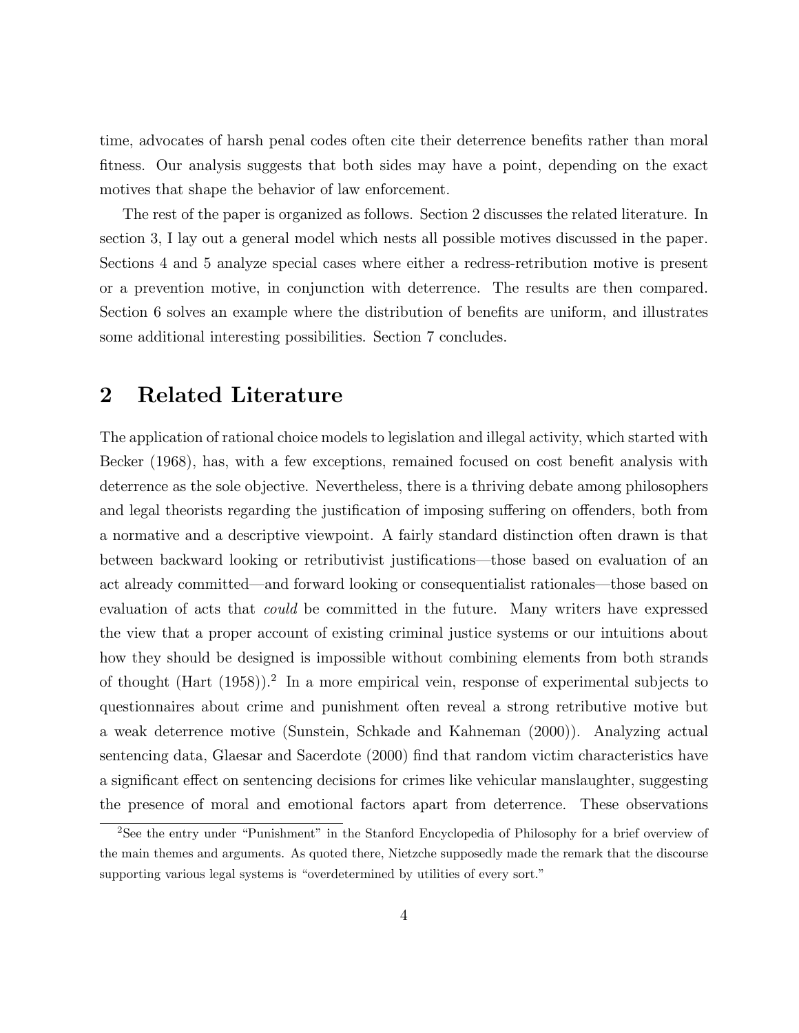time, advocates of harsh penal codes often cite their deterrence benefits rather than moral fitness. Our analysis suggests that both sides may have a point, depending on the exact motives that shape the behavior of law enforcement.

The rest of the paper is organized as follows. Section 2 discusses the related literature. In section 3, I lay out a general model which nests all possible motives discussed in the paper. Sections 4 and 5 analyze special cases where either a redress-retribution motive is present or a prevention motive, in conjunction with deterrence. The results are then compared. Section 6 solves an example where the distribution of benefits are uniform, and illustrates some additional interesting possibilities. Section 7 concludes.

## 2 Related Literature

The application of rational choice models to legislation and illegal activity, which started with Becker (1968), has, with a few exceptions, remained focused on cost benefit analysis with deterrence as the sole objective. Nevertheless, there is a thriving debate among philosophers and legal theorists regarding the justification of imposing suffering on offenders, both from a normative and a descriptive viewpoint. A fairly standard distinction often drawn is that between backward looking or retributivist justifications—those based on evaluation of an act already committed—and forward looking or consequentialist rationales—those based on evaluation of acts that *could* be committed in the future. Many writers have expressed the view that a proper account of existing criminal justice systems or our intuitions about how they should be designed is impossible without combining elements from both strands of thought (Hart (1958)).[2] In a more empirical vein, response of experimental subjects to questionnaires about crime and punishment often reveal a strong retributive motive but a weak deterrence motive (Sunstein, Schkade and Kahneman (2000)). Analyzing actual sentencing data, Glaesar and Sacerdote (2000) find that random victim characteristics have a significant effect on sentencing decisions for crimes like vehicular manslaughter, suggesting the presence of moral and emotional factors apart from deterrence. These observations

[2] See the entry under "Punishment" in the Stanford Encyclopedia of Philosophy for a brief overview of the main themes and arguments. As quoted there, Nietzche supposedly made the remark that the discourse supporting various legal systems is "overdetermined by utilities of every sort."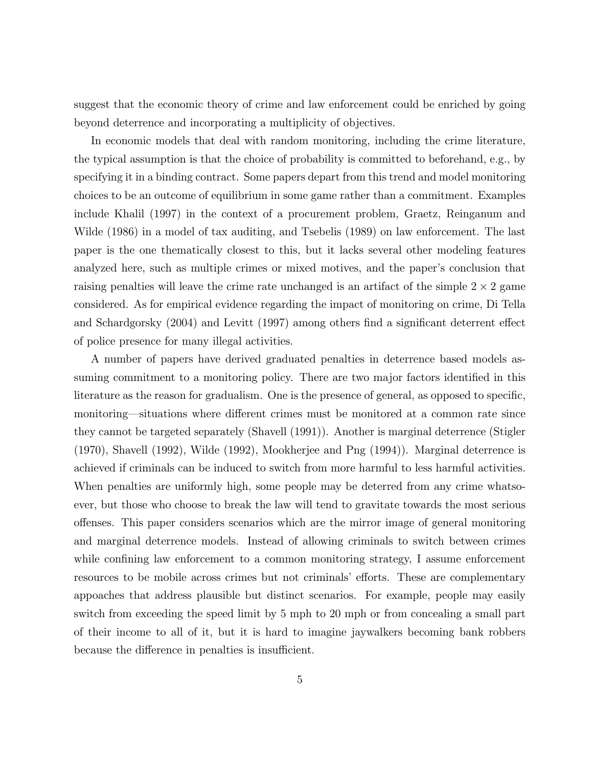suggest that the economic theory of crime and law enforcement could be enriched by going beyond deterrence and incorporating a multiplicity of objectives.

In economic models that deal with random monitoring, including the crime literature, the typical assumption is that the choice of probability is committed to beforehand, e.g., by specifying it in a binding contract. Some papers depart from this trend and model monitoring choices to be an outcome of equilibrium in some game rather than a commitment. Examples include Khalil (1997) in the context of a procurement problem, Graetz, Reinganum and Wilde (1986) in a model of tax auditing, and Tsebelis (1989) on law enforcement. The last paper is the one thematically closest to this, but it lacks several other modeling features analyzed here, such as multiple crimes or mixed motives, and the paper's conclusion that raising penalties will leave the crime rate unchanged is an artifact of the simple $2 \times 2$ game considered. As for empirical evidence regarding the impact of monitoring on crime, Di Tella and Schardgorsky (2004) and Levitt (1997) among others find a significant deterrent effect of police presence for many illegal activities.

A number of papers have derived graduated penalties in deterrence based models assuming commitment to a monitoring policy. There are two major factors identified in this literature as the reason for gradualism. One is the presence of general, as opposed to specific, monitoring—situations where different crimes must be monitored at a common rate since they cannot be targeted separately (Shavell (1991)). Another is marginal deterrence (Stigler (1970), Shavell (1992), Wilde (1992), Mookherjee and Png (1994)). Marginal deterrence is achieved if criminals can be induced to switch from more harmful to less harmful activities. When penalties are uniformly high, some people may be deterred from any crime whatsoever, but those who choose to break the law will tend to gravitate towards the most serious offenses. This paper considers scenarios which are the mirror image of general monitoring and marginal deterrence models. Instead of allowing criminals to switch between crimes while confining law enforcement to a common monitoring strategy, I assume enforcement resources to be mobile across crimes but not criminals' efforts. These are complementary appoaches that address plausible but distinct scenarios. For example, people may easily switch from exceeding the speed limit by 5 mph to 20 mph or from concealing a small part of their income to all of it, but it is hard to imagine jaywalkers becoming bank robbers because the difference in penalties is insufficient.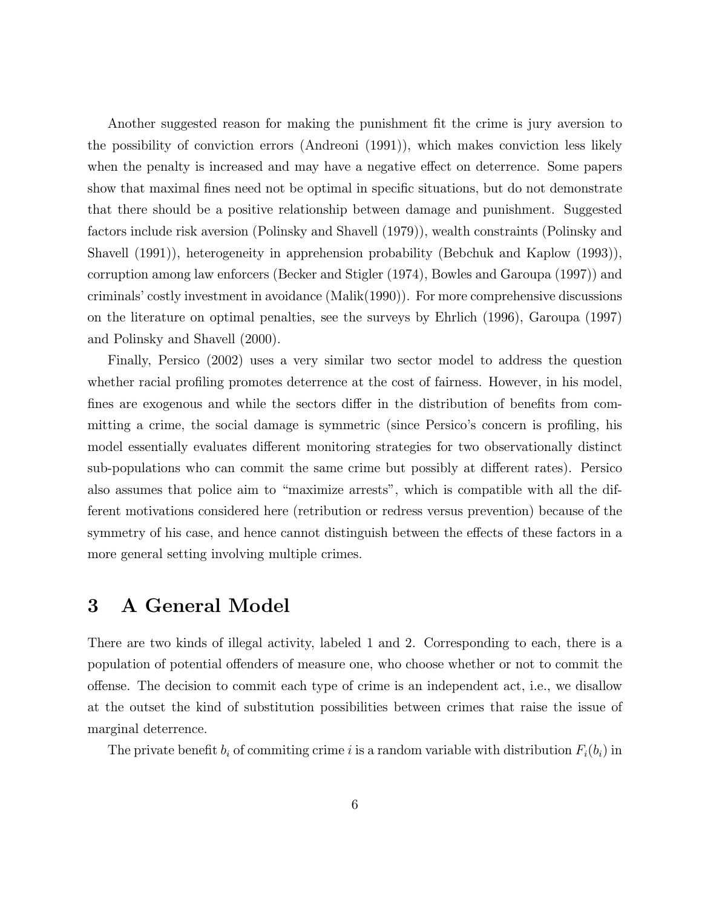Another suggested reason for making the punishment fit the crime is jury aversion to the possibility of conviction errors (Andreoni (1991)), which makes conviction less likely when the penalty is increased and may have a negative effect on deterrence. Some papers show that maximal fines need not be optimal in specific situations, but do not demonstrate that there should be a positive relationship between damage and punishment. Suggested factors include risk aversion (Polinsky and Shavell (1979)), wealth constraints (Polinsky and Shavell (1991)), heterogeneity in apprehension probability (Bebchuk and Kaplow (1993)), corruption among law enforcers (Becker and Stigler (1974), Bowles and Garoupa (1997)) and criminals' costly investment in avoidance (Malik(1990)). For more comprehensive discussions on the literature on optimal penalties, see the surveys by Ehrlich (1996), Garoupa (1997) and Polinsky and Shavell (2000).

Finally, Persico (2002) uses a very similar two sector model to address the question whether racial profiling promotes deterrence at the cost of fairness. However, in his model, fines are exogenous and while the sectors differ in the distribution of benefits from committing a crime, the social damage is symmetric (since Persico's concern is profiling, his model essentially evaluates different monitoring strategies for two observationally distinct sub-populations who can commit the same crime but possibly at different rates). Persico also assumes that police aim to "maximize arrests", which is compatible with all the different motivations considered here (retribution or redress versus prevention) because of the symmetry of his case, and hence cannot distinguish between the effects of these factors in a more general setting involving multiple crimes.

# 3 A General Model

There are two kinds of illegal activity, labeled 1 and 2. Corresponding to each, there is a population of potential offenders of measure one, who choose whether or not to commit the offense. The decision to commit each type of crime is an independent act, i.e., we disallow at the outset the kind of substitution possibilities between crimes that raise the issue of marginal deterrence.

The private benefit $b_i$ of commiting crime $i$ is a random variable with distribution $F_i(b_i)$ in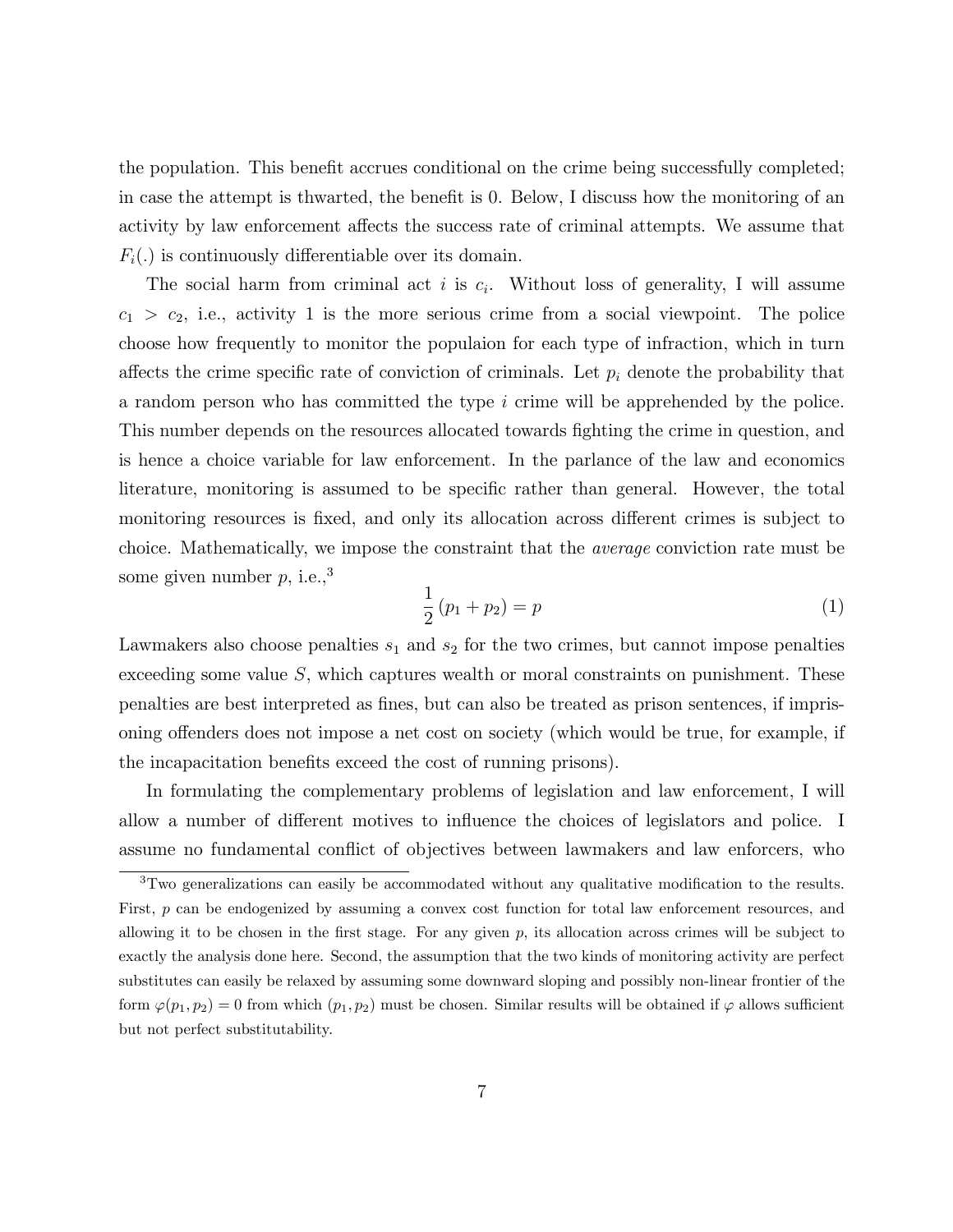the population. This benefit accrues conditional on the crime being successfully completed; in case the attempt is thwarted, the benefit is 0. Below, I discuss how the monitoring of an activity by law enforcement affects the success rate of criminal attempts. We assume that $F_i(.)$ is continuously differentiable over its domain.

The social harm from criminal act $i$ is $c_i$. Without loss of generality, I will assume $c_1 > c_2$, i.e., activity 1 is the more serious crime from a social viewpoint. The police choose how frequently to monitor the populaion for each type of infraction, which in turn affects the crime specific rate of conviction of criminals. Let $p_i$ denote the probability that a random person who has committed the type $i$ crime will be apprehended by the police. This number depends on the resources allocated towards fighting the crime in question, and is hence a choice variable for law enforcement. In the parlance of the law and economics literature, monitoring is assumed to be specific rather than general. However, the total monitoring resources is fixed, and only its allocation across different crimes is subject to choice. Mathematically, we impose the constraint that the *average* conviction rate must be some given number $p$, i.e.,[3]

$$\frac{1}{2}(p_1 + p_2) = p \tag{1}$$

Lawmakers also choose penalties $s_1$ and $s_2$ for the two crimes, but cannot impose penalties exceeding some value $S$, which captures wealth or moral constraints on punishment. These penalties are best interpreted as fines, but can also be treated as prison sentences, if imprisoning offenders does not impose a net cost on society (which would be true, for example, if the incapacitation benefits exceed the cost of running prisons).

In formulating the complementary problems of legislation and law enforcement, I will allow a number of different motives to influence the choices of legislators and police. I assume no fundamental conflict of objectives between lawmakers and law enforcers, who

[3] Two generalizations can easily be accommodated without any qualitative modification to the results. First, $p$ can be endogenized by assuming a convex cost function for total law enforcement resources, and allowing it to be chosen in the first stage. For any given $p$, its allocation across crimes will be subject to exactly the analysis done here. Second, the assumption that the two kinds of monitoring activity are perfect substitutes can easily be relaxed by assuming some downward sloping and possibly non-linear frontier of the form $\varphi(p_1, p_2) = 0$ from which $(p_1, p_2)$ must be chosen. Similar results will be obtained if $\varphi$ allows sufficient but not perfect substitutability.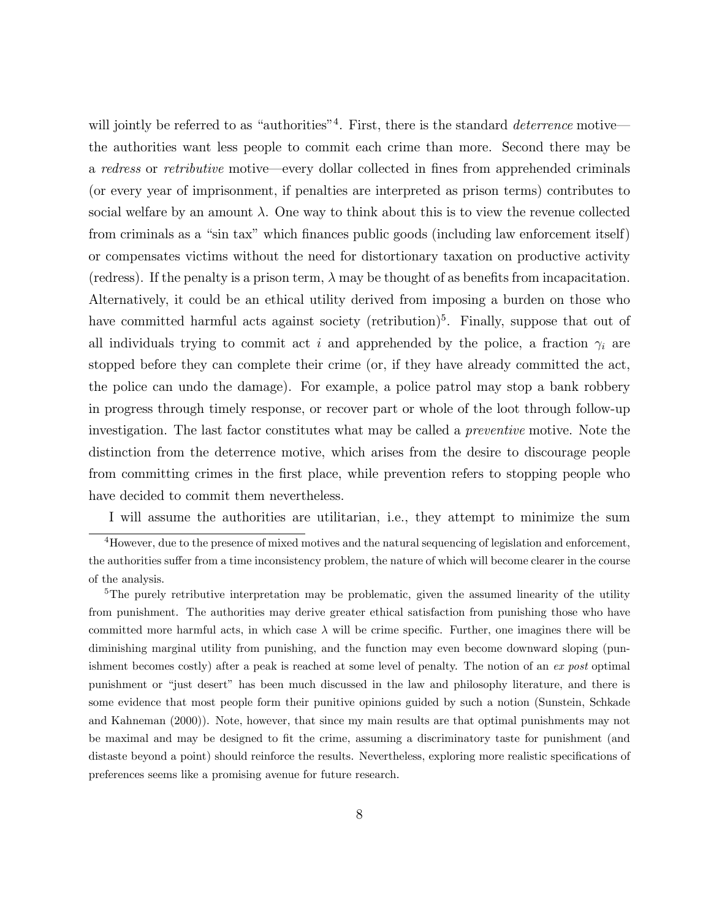will jointly be referred to as "authorities"[4]. First, there is the standard *deterrence* motive—the authorities want less people to commit each crime than more. Second there may be a *redress* or *retributive* motive—every dollar collected in fines from apprehended criminals (or every year of imprisonment, if penalties are interpreted as prison terms) contributes to social welfare by an amount $\lambda$. One way to think about this is to view the revenue collected from criminals as a "sin tax" which finances public goods (including law enforcement itself) or compensates victims without the need for distortionary taxation on productive activity (redress). If the penalty is a prison term, $\lambda$ may be thought of as benefits from incapacitation. Alternatively, it could be an ethical utility derived from imposing a burden on those who have committed harmful acts against society (retribution)[5]. Finally, suppose that out of all individuals trying to commit act $i$ and apprehended by the police, a fraction $\gamma_i$ are stopped before they can complete their crime (or, if they have already committed the act, the police can undo the damage). For example, a police patrol may stop a bank robbery in progress through timely response, or recover part or whole of the loot through follow-up investigation. The last factor constitutes what may be called a *preventive* motive. Note the distinction from the deterrence motive, which arises from the desire to discourage people from committing crimes in the first place, while prevention refers to stopping people who have decided to commit them nevertheless.

I will assume the authorities are utilitarian, i.e., they attempt to minimize the sum

[4]However, due to the presence of mixed motives and the natural sequencing of legislation and enforcement, the authorities suffer from a time inconsistency problem, the nature of which will become clearer in the course of the analysis.

[5]The purely retributive interpretation may be problematic, given the assumed linearity of the utility from punishment. The authorities may derive greater ethical satisfaction from punishing those who have committed more harmful acts, in which case $\lambda$ will be crime specific. Further, one imagines there will be diminishing marginal utility from punishing, and the function may even become downward sloping (punishment becomes costly) after a peak is reached at some level of penalty. The notion of an *ex post* optimal punishment or "just desert" has been much discussed in the law and philosophy literature, and there is some evidence that most people form their punitive opinions guided by such a notion (Sunstein, Schkade and Kahneman (2000)). Note, however, that since my main results are that optimal punishments may not be maximal and may be designed to fit the crime, assuming a discriminatory taste for punishment (and distaste beyond a point) should reinforce the results. Nevertheless, exploring more realistic specifications of preferences seems like a promising avenue for future research.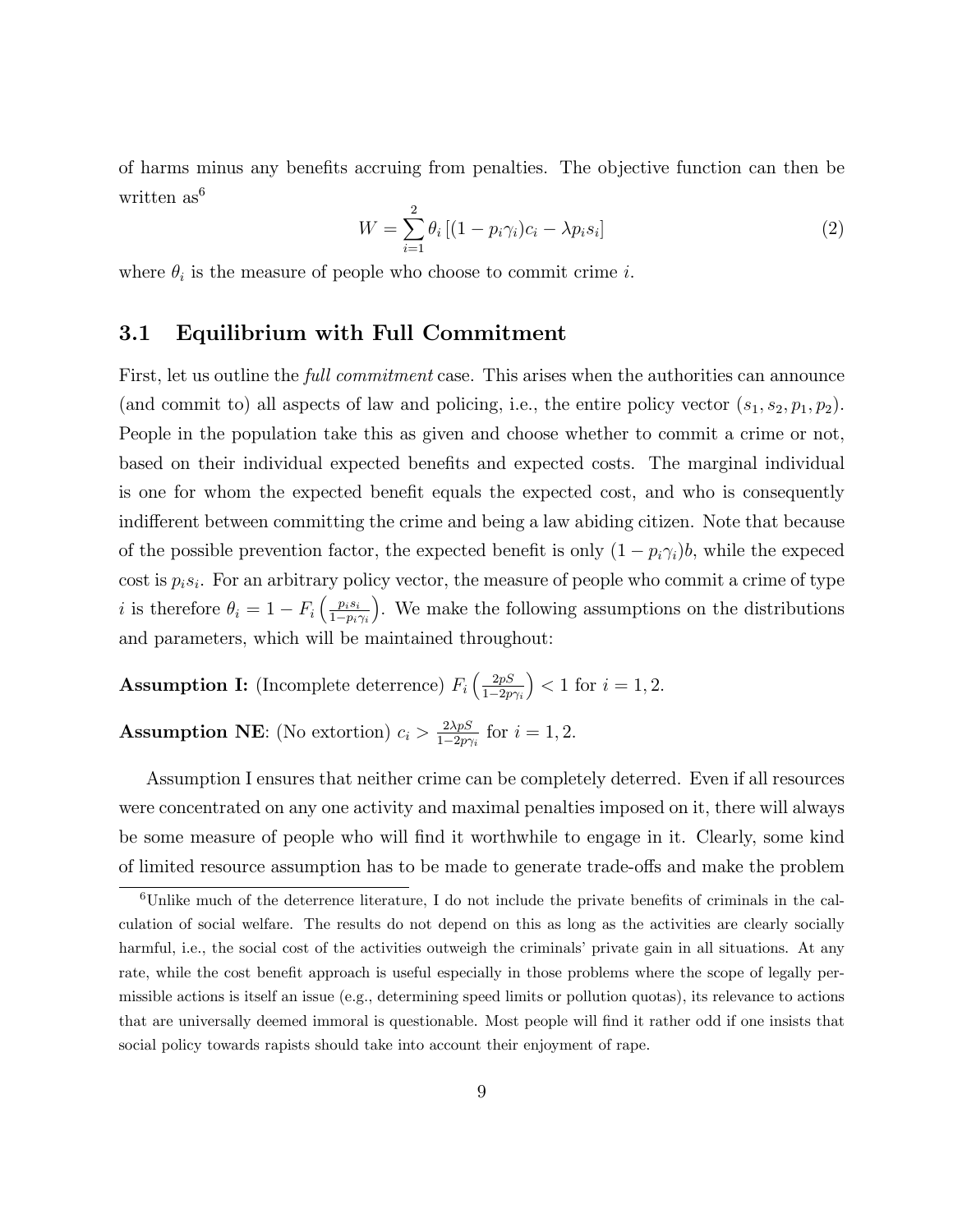of harms minus any benefits accruing from penalties. The objective function can then be written as[6]

$$W = \sum_{i=1}^{2} \theta_i \left[(1 - p_i\gamma_i)c_i - \lambda p_i s_i\right] \tag{2}$$

where $\theta_i$ is the measure of people who choose to commit crime $i$.

### 3.1 Equilibrium with Full Commitment

First, let us outline the *full commitment* case. This arises when the authorities can announce (and commit to) all aspects of law and policing, i.e., the entire policy vector $(s_1, s_2, p_1, p_2)$. People in the population take this as given and choose whether to commit a crime or not, based on their individual expected benefits and expected costs. The marginal individual is one for whom the expected benefit equals the expected cost, and who is consequently indifferent between committing the crime and being a law abiding citizen. Note that because of the possible prevention factor, the expected benefit is only $(1 - p_i\gamma_i)b$, while the expeced cost is $p_i s_i$. For an arbitrary policy vector, the measure of people who commit a crime of type $i$ is therefore $\theta_i = 1 - F_i\left(\frac{p_i s_i}{1 - p_i\gamma_i}\right)$. We make the following assumptions on the distributions and parameters, which will be maintained throughout:

**Assumption I:** (Incomplete deterrence) $F_i\left(\frac{2pS}{1-2p\gamma_i}\right) < 1$ for $i = 1, 2$.

**Assumption NE**: (No extortion) $c_i > \frac{2\lambda pS}{1-2p\gamma_i}$ for $i = 1, 2$.

Assumption I ensures that neither crime can be completely deterred. Even if all resources were concentrated on any one activity and maximal penalties imposed on it, there will always be some measure of people who will find it worthwhile to engage in it. Clearly, some kind of limited resource assumption has to be made to generate trade-offs and make the problem

[6]Unlike much of the deterrence literature, I do not include the private benefits of criminals in the calculation of social welfare. The results do not depend on this as long as the activities are clearly socially harmful, i.e., the social cost of the activities outweigh the criminals' private gain in all situations. At any rate, while the cost benefit approach is useful especially in those problems where the scope of legally permissible actions is itself an issue (e.g., determining speed limits or pollution quotas), its relevance to actions that are universally deemed immoral is questionable. Most people will find it rather odd if one insists that social policy towards rapists should take into account their enjoyment of rape.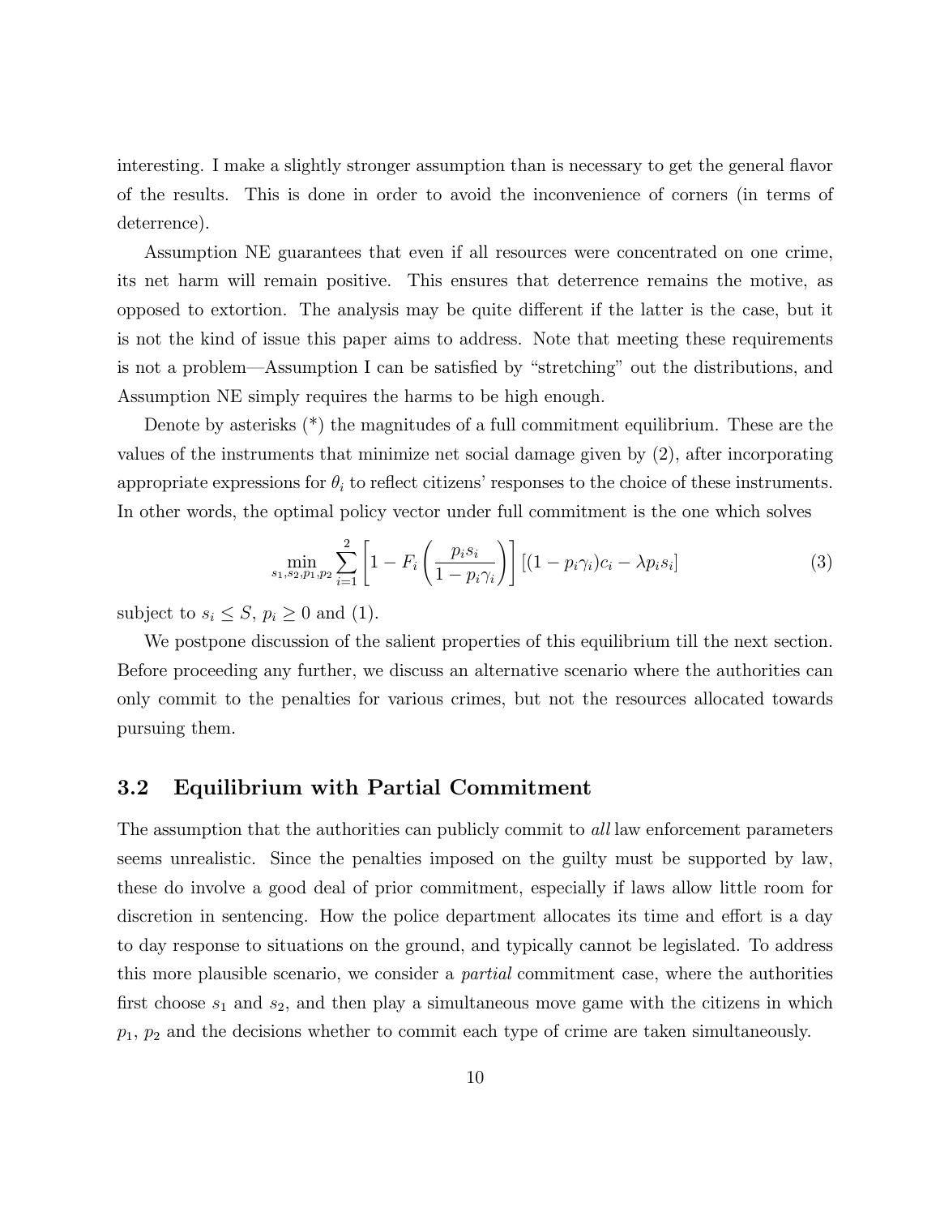interesting. I make a slightly stronger assumption than is necessary to get the general flavor of the results. This is done in order to avoid the inconvenience of corners (in terms of deterrence).

Assumption NE guarantees that even if all resources were concentrated on one crime, its net harm will remain positive. This ensures that deterrence remains the motive, as opposed to extortion. The analysis may be quite different if the latter is the case, but it is not the kind of issue this paper aims to address. Note that meeting these requirements is not a problem—Assumption I can be satisfied by "stretching" out the distributions, and Assumption NE simply requires the harms to be high enough.

Denote by asterisks (*) the magnitudes of a full commitment equilibrium. These are the values of the instruments that minimize net social damage given by (2), after incorporating appropriate expressions for $\theta_i$ to reflect citizens' responses to the choice of these instruments. In other words, the optimal policy vector under full commitment is the one which solves

$$\min_{s_1, s_2, p_1, p_2} \sum_{i=1}^{2} \left[1 - F_i\left(\frac{p_i s_i}{1 - p_i \gamma_i}\right)\right] \left[(1 - p_i \gamma_i) c_i - \lambda p_i s_i\right] \tag{3}$$

subject to $s_i \leq S$, $p_i \geq 0$ and (1).

We postpone discussion of the salient properties of this equilibrium till the next section. Before proceeding any further, we discuss an alternative scenario where the authorities can only commit to the penalties for various crimes, but not the resources allocated towards pursuing them.

### 3.2 Equilibrium with Partial Commitment

The assumption that the authorities can publicly commit to *all* law enforcement parameters seems unrealistic. Since the penalties imposed on the guilty must be supported by law, these do involve a good deal of prior commitment, especially if laws allow little room for discretion in sentencing. How the police department allocates its time and effort is a day to day response to situations on the ground, and typically cannot be legislated. To address this more plausible scenario, we consider a *partial* commitment case, where the authorities first choose $s_1$ and $s_2$, and then play a simultaneous move game with the citizens in which $p_1$, $p_2$ and the decisions whether to commit each type of crime are taken simultaneously.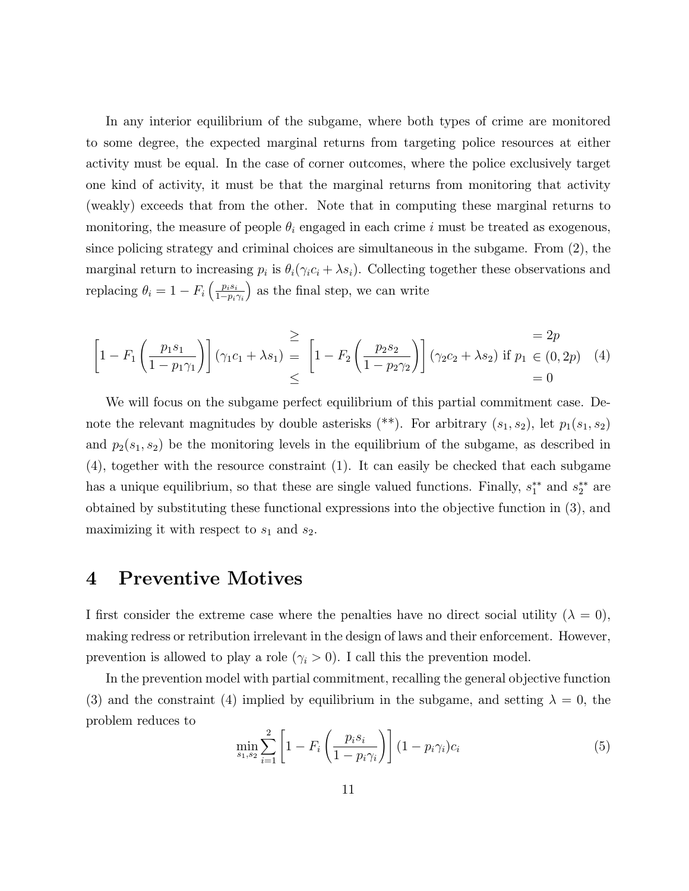In any interior equilibrium of the subgame, where both types of crime are monitored to some degree, the expected marginal returns from targeting police resources at either activity must be equal. In the case of corner outcomes, where the police exclusively target one kind of activity, it must be that the marginal returns from monitoring that activity (weakly) exceeds that from the other. Note that in computing these marginal returns to monitoring, the measure of people $\theta_i$ engaged in each crime $i$ must be treated as exogenous, since policing strategy and criminal choices are simultaneous in the subgame. From (2), the marginal return to increasing $p_i$ is $\theta_i(\gamma_i c_i + \lambda s_i)$. Collecting together these observations and replacing $\theta_i = 1 - F_i\left(\frac{p_i s_i}{1-p_i\gamma_i}\right)$ as the final step, we can write

$$\left[1 - F_1\left(\frac{p_1 s_1}{1-p_1\gamma_1}\right)\right](\gamma_1 c_1 + \lambda s_1) \begin{array}{c} \geq \\ = \\ \leq \end{array} \left[1 - F_2\left(\frac{p_2 s_2}{1-p_2\gamma_2}\right)\right](\gamma_2 c_2 + \lambda s_2) \text{ if } p_1 \begin{array}{c} = 2p \\ \in (0, 2p) \\ = 0 \end{array} \quad (4)$$

We will focus on the subgame perfect equilibrium of this partial commitment case. Denote the relevant magnitudes by double asterisks (**). For arbitrary $(s_1, s_2)$, let $p_1(s_1, s_2)$ and $p_2(s_1, s_2)$ be the monitoring levels in the equilibrium of the subgame, as described in (4), together with the resource constraint (1). It can easily be checked that each subgame has a unique equilibrium, so that these are single valued functions. Finally, $s_1^{**}$ and $s_2^{**}$ are obtained by substituting these functional expressions into the objective function in (3), and maximizing it with respect to $s_1$ and $s_2$.

# 4 Preventive Motives

I first consider the extreme case where the penalties have no direct social utility ($\lambda = 0$), making redress or retribution irrelevant in the design of laws and their enforcement. However, prevention is allowed to play a role ($\gamma_i > 0$). I call this the prevention model.

In the prevention model with partial commitment, recalling the general objective function (3) and the constraint (4) implied by equilibrium in the subgame, and setting $\lambda = 0$, the problem reduces to

$$\min_{s_1, s_2} \sum_{i=1}^{2} \left[1 - F_i\left(\frac{p_i s_i}{1-p_i\gamma_i}\right)\right](1 - p_i\gamma_i)c_i \quad (5)$$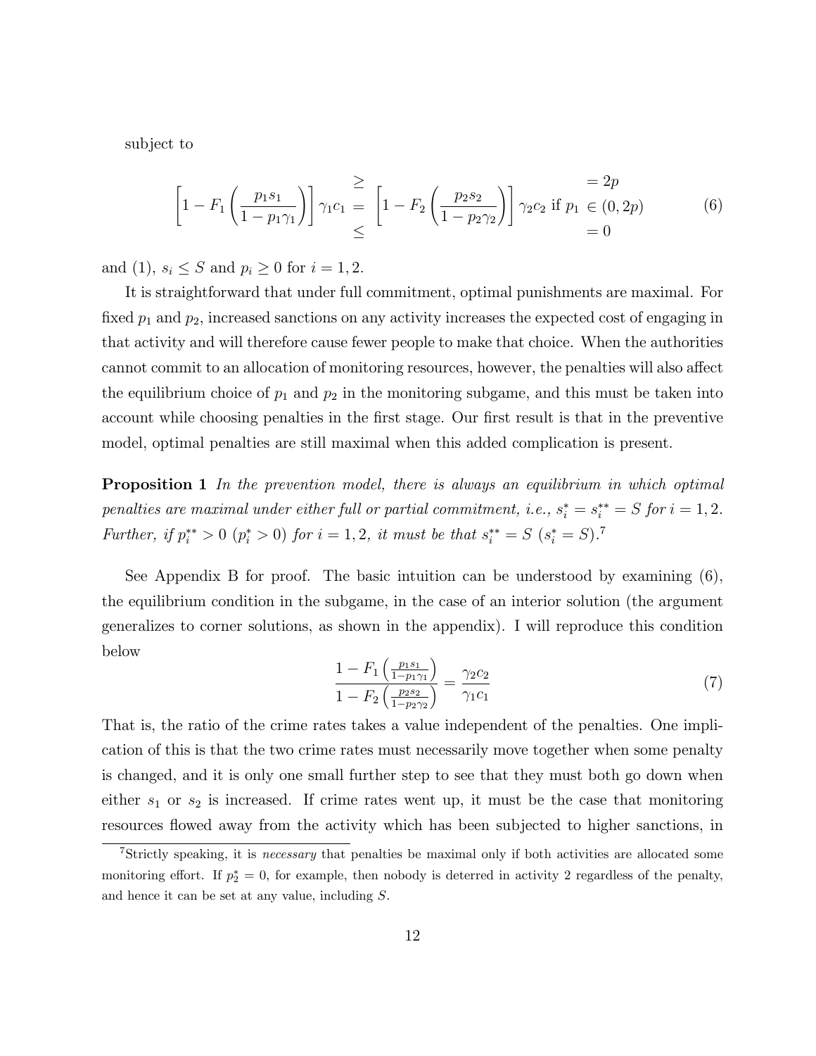subject to

$$\left[1 - F_1\left(\frac{p_1 s_1}{1 - p_1 \gamma_1}\right)\right] \gamma_1 c_1 \begin{array}{c} \geq \\ = \\ \leq \end{array} \left[1 - F_2\left(\frac{p_2 s_2}{1 - p_2 \gamma_2}\right)\right] \gamma_2 c_2 \text{ if } p_1 \begin{array}{c} = 2p \\ \in (0, 2p) \\ = 0 \end{array} \tag{6}$$

and (1), $s_i \leq S$ and $p_i \geq 0$ for $i = 1, 2$.

It is straightforward that under full commitment, optimal punishments are maximal. For fixed $p_1$ and $p_2$, increased sanctions on any activity increases the expected cost of engaging in that activity and will therefore cause fewer people to make that choice. When the authorities cannot commit to an allocation of monitoring resources, however, the penalties will also affect the equilibrium choice of $p_1$ and $p_2$ in the monitoring subgame, and this must be taken into account while choosing penalties in the first stage. Our first result is that in the preventive model, optimal penalties are still maximal when this added complication is present.

**Proposition 1** *In the prevention model, there is always an equilibrium in which optimal penalties are maximal under either full or partial commitment, i.e.,* $s_i^* = s_i^{**} = S$ *for* $i = 1, 2$. *Further, if* $p_i^{**} > 0$ $(p_i^* > 0)$ *for* $i = 1, 2$*, it must be that* $s_i^{**} = S$ $(s_i^* = S)$.[7]

See Appendix B for proof. The basic intuition can be understood by examining (6), the equilibrium condition in the subgame, in the case of an interior solution (the argument generalizes to corner solutions, as shown in the appendix). I will reproduce this condition below

$$\frac{1 - F_1\left(\frac{p_1 s_1}{1 - p_1 \gamma_1}\right)}{1 - F_2\left(\frac{p_2 s_2}{1 - p_2 \gamma_2}\right)} = \frac{\gamma_2 c_2}{\gamma_1 c_1} \tag{7}$$

That is, the ratio of the crime rates takes a value independent of the penalties. One implication of this is that the two crime rates must necessarily move together when some penalty is changed, and it is only one small further step to see that they must both go down when either $s_1$ or $s_2$ is increased. If crime rates went up, it must be the case that monitoring resources flowed away from the activity which has been subjected to higher sanctions, in

[7] Strictly speaking, it is *necessary* that penalties be maximal only if both activities are allocated some monitoring effort. If $p_2^* = 0$, for example, then nobody is deterred in activity 2 regardless of the penalty, and hence it can be set at any value, including $S$.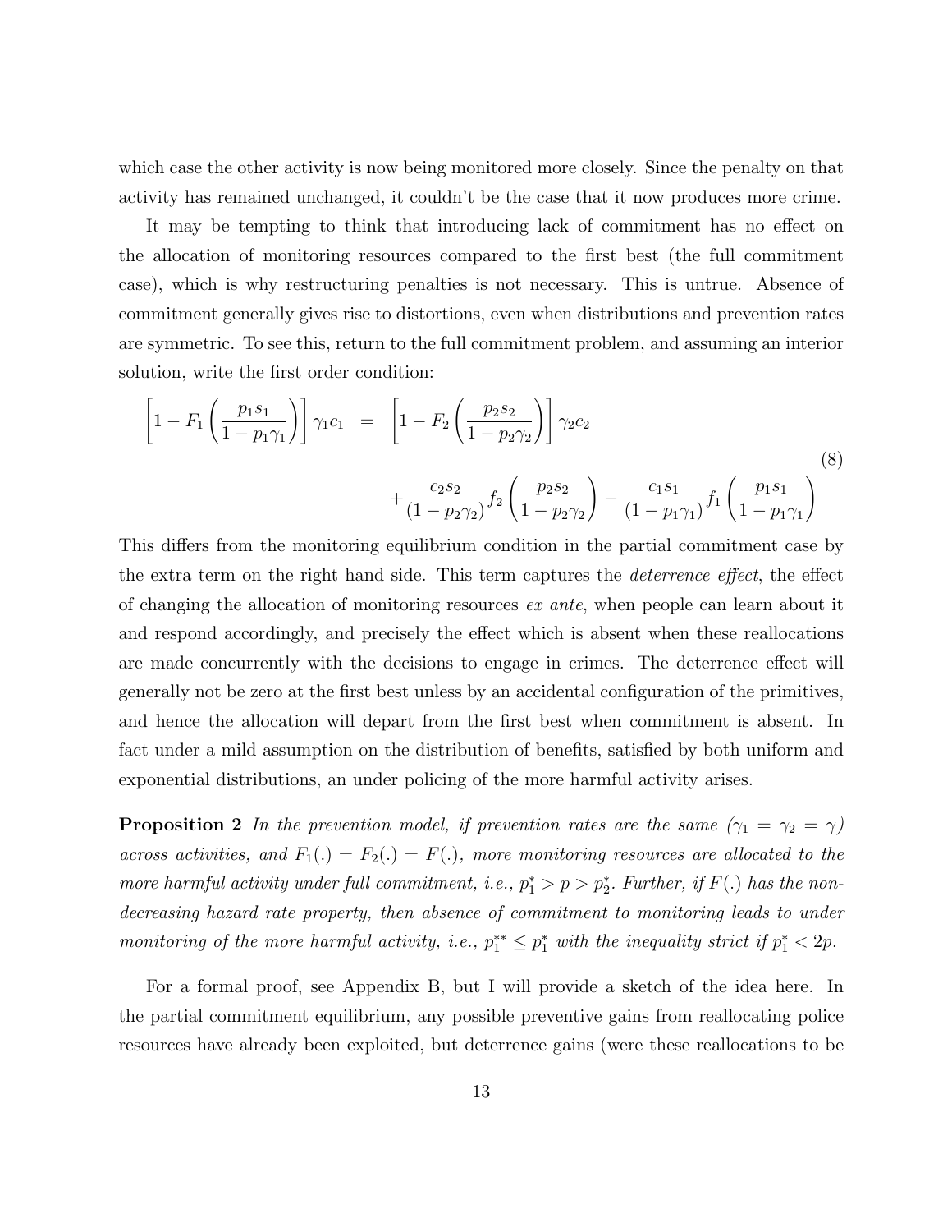which case the other activity is now being monitored more closely. Since the penalty on that activity has remained unchanged, it couldn't be the case that it now produces more crime.

It may be tempting to think that introducing lack of commitment has no effect on the allocation of monitoring resources compared to the first best (the full commitment case), which is why restructuring penalties is not necessary. This is untrue. Absence of commitment generally gives rise to distortions, even when distributions and prevention rates are symmetric. To see this, return to the full commitment problem, and assuming an interior solution, write the first order condition:

$$
\begin{aligned}
\left[1 - F_1\left(\frac{p_1 s_1}{1 - p_1 \gamma_1}\right)\right] \gamma_1 c_1 \quad = \quad & \left[1 - F_2\left(\frac{p_2 s_2}{1 - p_2 \gamma_2}\right)\right] \gamma_2 c_2 \\
& + \frac{c_2 s_2}{(1 - p_2 \gamma_2)} f_2\left(\frac{p_2 s_2}{1 - p_2 \gamma_2}\right) - \frac{c_1 s_1}{(1 - p_1 \gamma_1)} f_1\left(\frac{p_1 s_1}{1 - p_1 \gamma_1}\right)
\end{aligned}
\tag{8}
$$

This differs from the monitoring equilibrium condition in the partial commitment case by the extra term on the right hand side. This term captures the *deterrence effect*, the effect of changing the allocation of monitoring resources *ex ante*, when people can learn about it and respond accordingly, and precisely the effect which is absent when these reallocations are made concurrently with the decisions to engage in crimes. The deterrence effect will generally not be zero at the first best unless by an accidental configuration of the primitives, and hence the allocation will depart from the first best when commitment is absent. In fact under a mild assumption on the distribution of benefits, satisfied by both uniform and exponential distributions, an under policing of the more harmful activity arises.

**Proposition 2** *In the prevention model, if prevention rates are the same ($\gamma_1 = \gamma_2 = \gamma$) across activities, and $F_1(.) = F_2(.) = F(.)$, more monitoring resources are allocated to the more harmful activity under full commitment, i.e., $p_1^* > p > p_2^*$. Further, if $F(.)$ has the non-decreasing hazard rate property, then absence of commitment to monitoring leads to under monitoring of the more harmful activity, i.e., $p_1^{**} \leq p_1^*$ with the inequality strict if $p_1^* < 2p$.*

For a formal proof, see Appendix B, but I will provide a sketch of the idea here. In the partial commitment equilibrium, any possible preventive gains from reallocating police resources have already been exploited, but deterrence gains (were these reallocations to be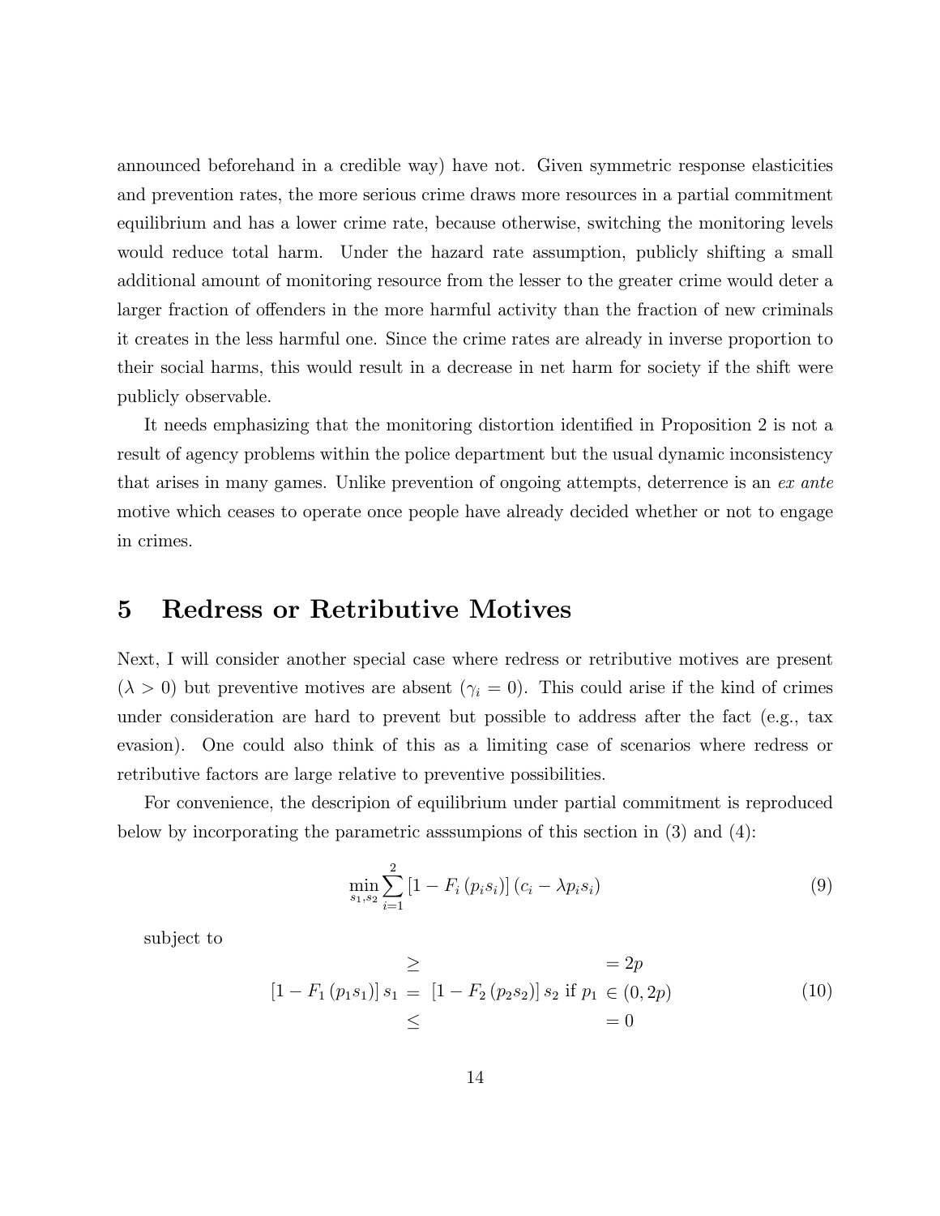announced beforehand in a credible way) have not. Given symmetric response elasticities and prevention rates, the more serious crime draws more resources in a partial commitment equilibrium and has a lower crime rate, because otherwise, switching the monitoring levels would reduce total harm. Under the hazard rate assumption, publicly shifting a small additional amount of monitoring resource from the lesser to the greater crime would deter a larger fraction of offenders in the more harmful activity than the fraction of new criminals it creates in the less harmful one. Since the crime rates are already in inverse proportion to their social harms, this would result in a decrease in net harm for society if the shift were publicly observable.

It needs emphasizing that the monitoring distortion identified in Proposition 2 is not a result of agency problems within the police department but the usual dynamic inconsistency that arises in many games. Unlike prevention of ongoing attempts, deterrence is an *ex ante* motive which ceases to operate once people have already decided whether or not to engage in crimes.

# 5 Redress or Retributive Motives

Next, I will consider another special case where redress or retributive motives are present ($\lambda > 0$) but preventive motives are absent ($\gamma_i = 0$). This could arise if the kind of crimes under consideration are hard to prevent but possible to address after the fact (e.g., tax evasion). One could also think of this as a limiting case of scenarios where redress or retributive factors are large relative to preventive possibilities.

For convenience, the descripion of equilibrium under partial commitment is reproduced below by incorporating the parametric asssumpions of this section in (3) and (4):

$$\min_{s_1,s_2} \sum_{i=1}^{2} \left[1 - F_i\left(p_i s_i\right)\right]\left(c_i - \lambda p_i s_i\right) \tag{9}$$

subject to

$$\left[1 - F_1\left(p_1 s_1\right)\right] s_1 \begin{array}{c} \geq \\ = \\ \leq \end{array} \left[1 - F_2\left(p_2 s_2\right)\right] s_2 \text{ if } p_1 \begin{array}{l} = 2p \\ \in (0, 2p) \\ = 0 \end{array} \tag{10}$$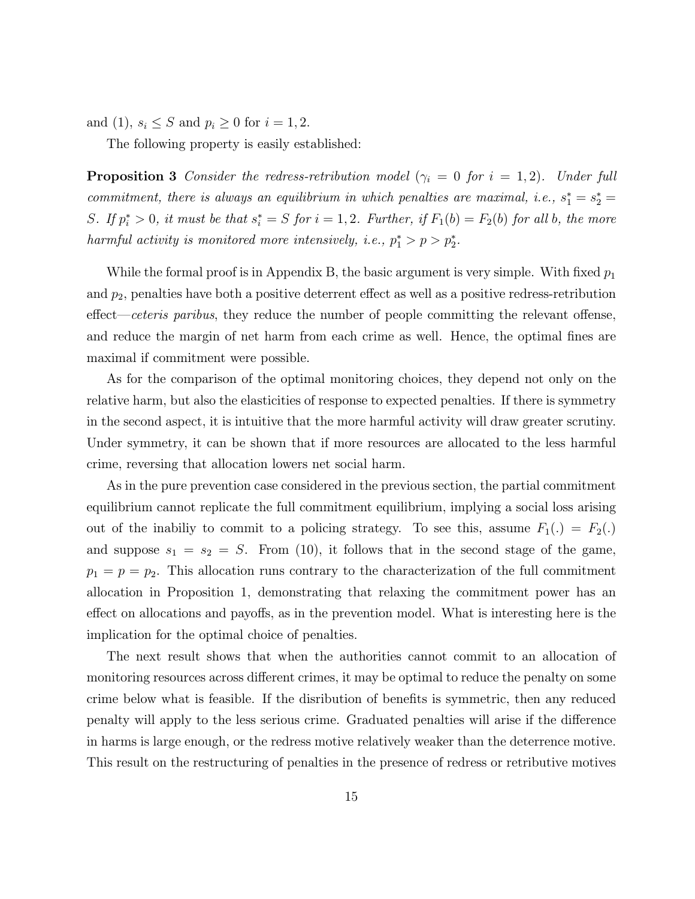and (1), $s_i \leq S$ and $p_i \geq 0$ for $i = 1, 2$.

The following property is easily established:

**Proposition 3** *Consider the redress-retribution model ($\gamma_i = 0$ for $i = 1, 2$). Under full commitment, there is always an equilibrium in which penalties are maximal, i.e., $s_1^* = s_2^* = S$. If $p_i^* > 0$, it must be that $s_i^* = S$ for $i = 1, 2$. Further, if $F_1(b) = F_2(b)$ for all $b$, the more harmful activity is monitored more intensively, i.e., $p_1^* > p > p_2^*$.*

While the formal proof is in Appendix B, the basic argument is very simple. With fixed $p_1$ and $p_2$, penalties have both a positive deterrent effect as well as a positive redress-retribution effect—*ceteris paribus*, they reduce the number of people committing the relevant offense, and reduce the margin of net harm from each crime as well. Hence, the optimal fines are maximal if commitment were possible.

As for the comparison of the optimal monitoring choices, they depend not only on the relative harm, but also the elasticities of response to expected penalties. If there is symmetry in the second aspect, it is intuitive that the more harmful activity will draw greater scrutiny. Under symmetry, it can be shown that if more resources are allocated to the less harmful crime, reversing that allocation lowers net social harm.

As in the pure prevention case considered in the previous section, the partial commitment equilibrium cannot replicate the full commitment equilibrium, implying a social loss arising out of the inabiliy to commit to a policing strategy. To see this, assume $F_1(.) = F_2(.)$ and suppose $s_1 = s_2 = S$. From (10), it follows that in the second stage of the game, $p_1 = p = p_2$. This allocation runs contrary to the characterization of the full commitment allocation in Proposition 1, demonstrating that relaxing the commitment power has an effect on allocations and payoffs, as in the prevention model. What is interesting here is the implication for the optimal choice of penalties.

The next result shows that when the authorities cannot commit to an allocation of monitoring resources across different crimes, it may be optimal to reduce the penalty on some crime below what is feasible. If the disribution of benefits is symmetric, then any reduced penalty will apply to the less serious crime. Graduated penalties will arise if the difference in harms is large enough, or the redress motive relatively weaker than the deterrence motive. This result on the restructuring of penalties in the presence of redress or retributive motives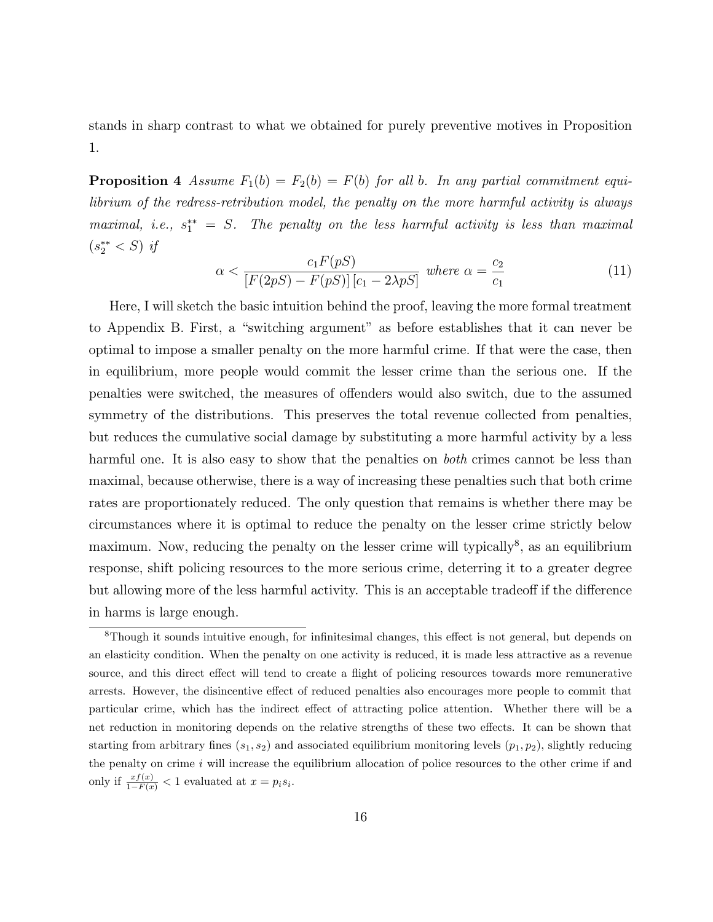stands in sharp contrast to what we obtained for purely preventive motives in Proposition 1.

**Proposition 4** *Assume $F_1(b) = F_2(b) = F(b)$ for all $b$. In any partial commitment equilibrium of the redress-retribution model, the penalty on the more harmful activity is always maximal, i.e., $s_1^{**} = S$. The penalty on the less harmful activity is less than maximal ($s_2^{**} < S$) if*

$$\alpha < \frac{c_1 F(pS)}{[F(2pS) - F(pS)]\,[c_1 - 2\lambda pS]} \text{ where } \alpha = \frac{c_2}{c_1} \tag{11}$$

Here, I will sketch the basic intuition behind the proof, leaving the more formal treatment to Appendix B. First, a "switching argument" as before establishes that it can never be optimal to impose a smaller penalty on the more harmful crime. If that were the case, then in equilibrium, more people would commit the lesser crime than the serious one. If the penalties were switched, the measures of offenders would also switch, due to the assumed symmetry of the distributions. This preserves the total revenue collected from penalties, but reduces the cumulative social damage by substituting a more harmful activity by a less harmful one. It is also easy to show that the penalties on *both* crimes cannot be less than maximal, because otherwise, there is a way of increasing these penalties such that both crime rates are proportionately reduced. The only question that remains is whether there may be circumstances where it is optimal to reduce the penalty on the lesser crime strictly below maximum. Now, reducing the penalty on the lesser crime will typically[8], as an equilibrium response, shift policing resources to the more serious crime, deterring it to a greater degree but allowing more of the less harmful activity. This is an acceptable tradeoff if the difference in harms is large enough.

[8] Though it sounds intuitive enough, for infinitesimal changes, this effect is not general, but depends on an elasticity condition. When the penalty on one activity is reduced, it is made less attractive as a revenue source, and this direct effect will tend to create a flight of policing resources towards more remunerative arrests. However, the disincentive effect of reduced penalties also encourages more people to commit that particular crime, which has the indirect effect of attracting police attention. Whether there will be a net reduction in monitoring depends on the relative strengths of these two effects. It can be shown that starting from arbitrary fines $(s_1, s_2)$ and associated equilibrium monitoring levels $(p_1, p_2)$, slightly reducing the penalty on crime $i$ will increase the equilibrium allocation of police resources to the other crime if and only if $\frac{xf(x)}{1-F(x)} < 1$ evaluated at $x = p_i s_i$.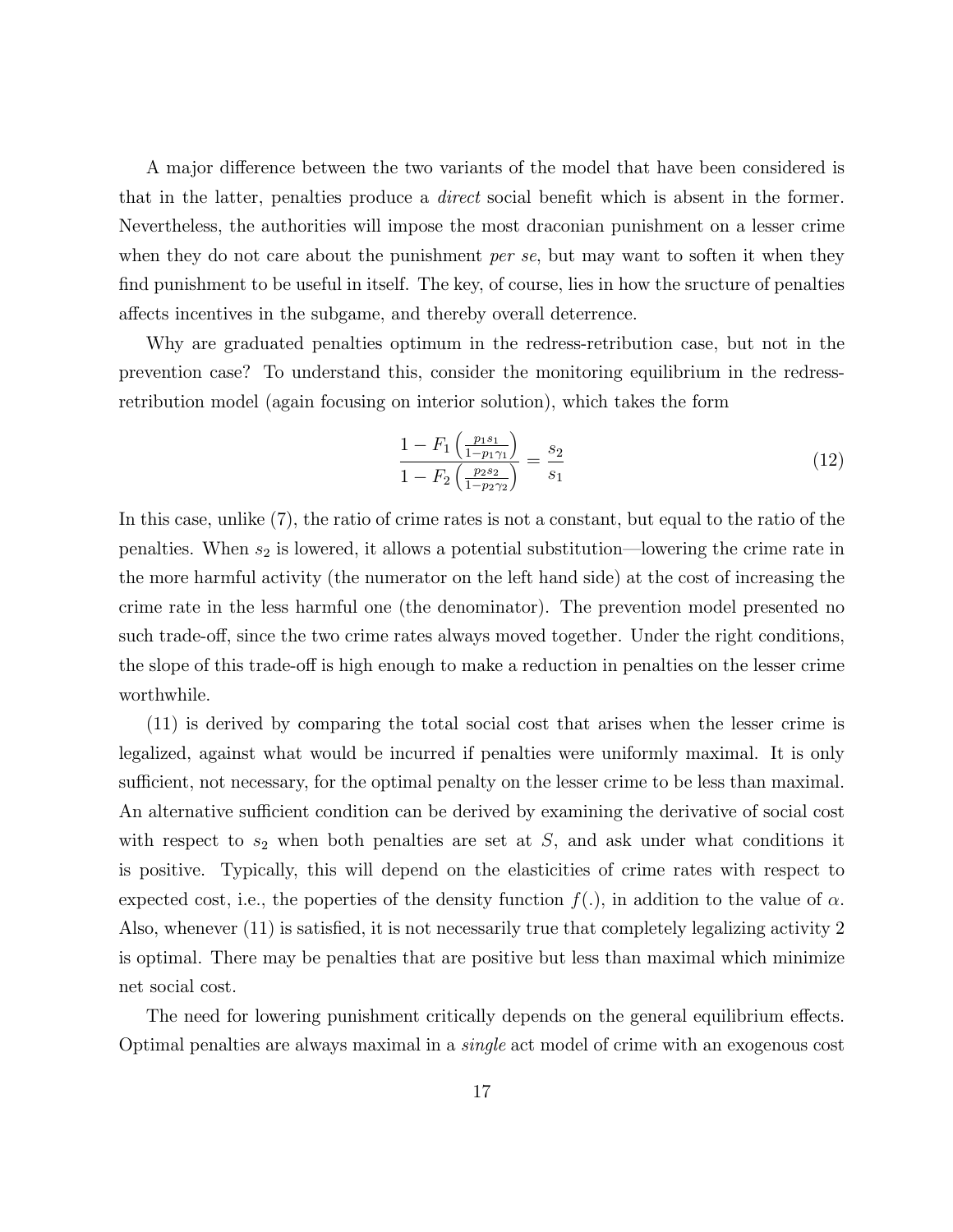A major difference between the two variants of the model that have been considered is that in the latter, penalties produce a *direct* social benefit which is absent in the former. Nevertheless, the authorities will impose the most draconian punishment on a lesser crime when they do not care about the punishment *per se*, but may want to soften it when they find punishment to be useful in itself. The key, of course, lies in how the sructure of penalties affects incentives in the subgame, and thereby overall deterrence.

Why are graduated penalties optimum in the redress-retribution case, but not in the prevention case? To understand this, consider the monitoring equilibrium in the redress-retribution model (again focusing on interior solution), which takes the form

$$\frac{1 - F_1\left(\frac{p_1 s_1}{1 - p_1 \gamma_1}\right)}{1 - F_2\left(\frac{p_2 s_2}{1 - p_2 \gamma_2}\right)} = \frac{s_2}{s_1} \tag{12}$$

In this case, unlike (7), the ratio of crime rates is not a constant, but equal to the ratio of the penalties. When $s_2$ is lowered, it allows a potential substitution—lowering the crime rate in the more harmful activity (the numerator on the left hand side) at the cost of increasing the crime rate in the less harmful one (the denominator). The prevention model presented no such trade-off, since the two crime rates always moved together. Under the right conditions, the slope of this trade-off is high enough to make a reduction in penalties on the lesser crime worthwhile.

(11) is derived by comparing the total social cost that arises when the lesser crime is legalized, against what would be incurred if penalties were uniformly maximal. It is only sufficient, not necessary, for the optimal penalty on the lesser crime to be less than maximal. An alternative sufficient condition can be derived by examining the derivative of social cost with respect to $s_2$ when both penalties are set at $S$, and ask under what conditions it is positive. Typically, this will depend on the elasticities of crime rates with respect to expected cost, i.e., the poperties of the density function $f(.)$, in addition to the value of $\alpha$. Also, whenever (11) is satisfied, it is not necessarily true that completely legalizing activity 2 is optimal. There may be penalties that are positive but less than maximal which minimize net social cost.

The need for lowering punishment critically depends on the general equilibrium effects. Optimal penalties are always maximal in a *single* act model of crime with an exogenous cost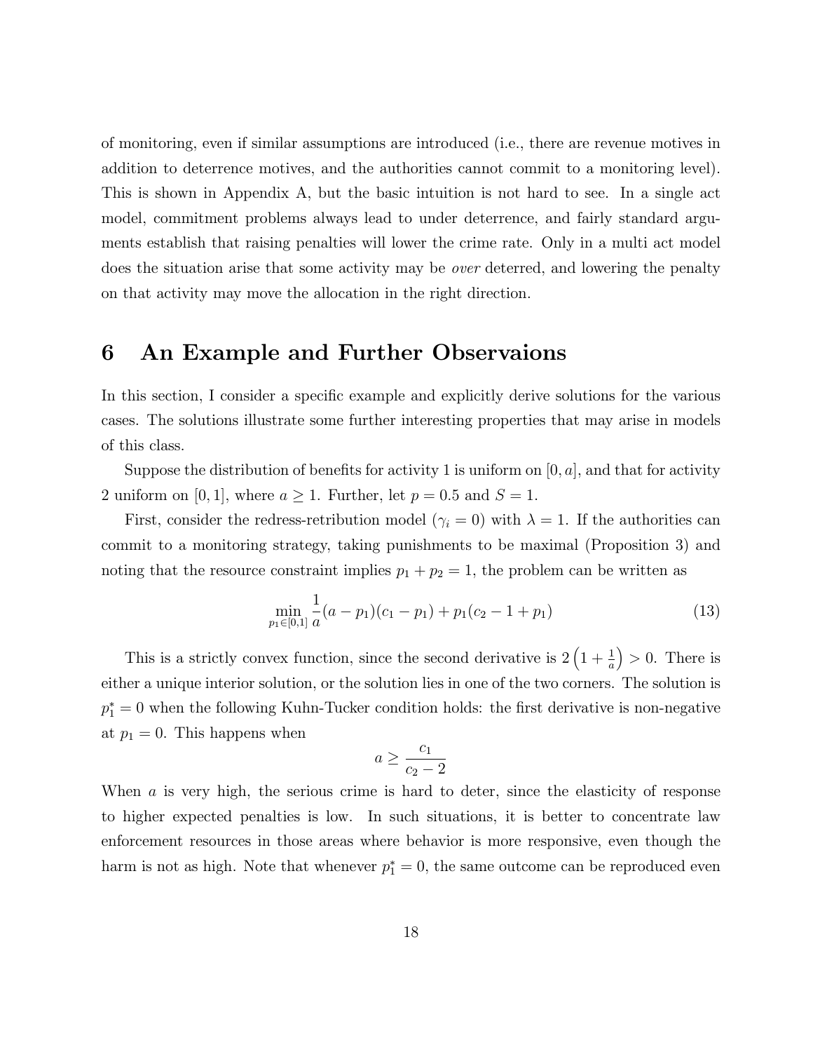of monitoring, even if similar assumptions are introduced (i.e., there are revenue motives in addition to deterrence motives, and the authorities cannot commit to a monitoring level). This is shown in Appendix A, but the basic intuition is not hard to see. In a single act model, commitment problems always lead to under deterrence, and fairly standard arguments establish that raising penalties will lower the crime rate. Only in a multi act model does the situation arise that some activity may be *over* deterred, and lowering the penalty on that activity may move the allocation in the right direction.

# 6 An Example and Further Observaions

In this section, I consider a specific example and explicitly derive solutions for the various cases. The solutions illustrate some further interesting properties that may arise in models of this class.

Suppose the distribution of benefits for activity 1 is uniform on $[0, a]$, and that for activity 2 uniform on $[0, 1]$, where $a \geq 1$. Further, let $p = 0.5$ and $S = 1$.

First, consider the redress-retribution model ($\gamma_i = 0$) with $\lambda = 1$. If the authorities can commit to a monitoring strategy, taking punishments to be maximal (Proposition 3) and noting that the resource constraint implies $p_1 + p_2 = 1$, the problem can be written as

$$\min_{p_1 \in [0,1]} \frac{1}{a}(a - p_1)(c_1 - p_1) + p_1(c_2 - 1 + p_1) \tag{13}$$

This is a strictly convex function, since the second derivative is $2\left(1 + \frac{1}{a}\right) > 0$. There is either a unique interior solution, or the solution lies in one of the two corners. The solution is $p_1^* = 0$ when the following Kuhn-Tucker condition holds: the first derivative is non-negative at $p_1 = 0$. This happens when

$$a \geq \frac{c_1}{c_2 - 2}$$

When $a$ is very high, the serious crime is hard to deter, since the elasticity of response to higher expected penalties is low. In such situations, it is better to concentrate law enforcement resources in those areas where behavior is more responsive, even though the harm is not as high. Note that whenever $p_1^* = 0$, the same outcome can be reproduced even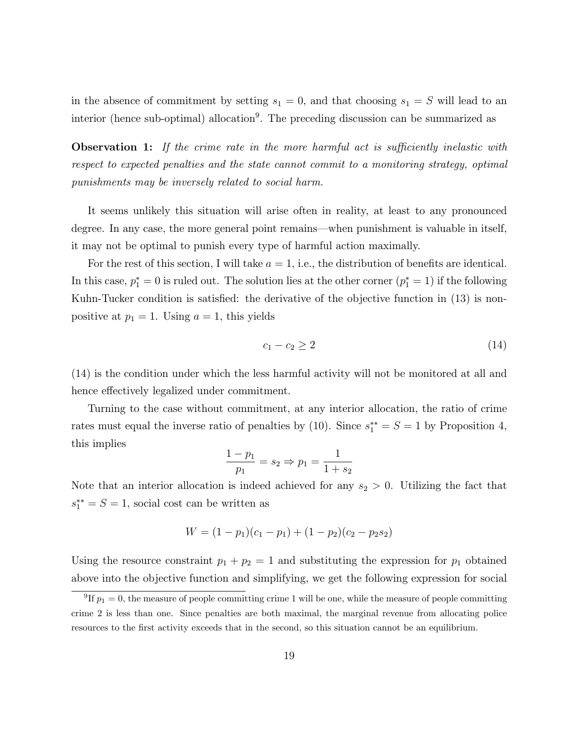in the absence of commitment by setting $s_1 = 0$, and that choosing $s_1 = S$ will lead to an interior (hence sub-optimal) allocation[9]. The preceding discussion can be summarized as

**Observation 1:** *If the crime rate in the more harmful act is sufficiently inelastic with respect to expected penalties and the state cannot commit to a monitoring strategy, optimal punishments may be inversely related to social harm.*

It seems unlikely this situation will arise often in reality, at least to any pronounced degree. In any case, the more general point remains—when punishment is valuable in itself, it may not be optimal to punish every type of harmful action maximally.

For the rest of this section, I will take $a = 1$, i.e., the distribution of benefits are identical. In this case, $p_1^* = 0$ is ruled out. The solution lies at the other corner ($p_1^* = 1$) if the following Kuhn-Tucker condition is satisfied: the derivative of the objective function in (13) is non-positive at $p_1 = 1$. Using $a = 1$, this yields

$$c_1 - c_2 \geq 2 \tag{14}$$

(14) is the condition under which the less harmful activity will not be monitored at all and hence effectively legalized under commitment.

Turning to the case without commitment, at any interior allocation, the ratio of crime rates must equal the inverse ratio of penalties by (10). Since $s_1^{**} = S = 1$ by Proposition 4, this implies

$$\frac{1 - p_1}{p_1} = s_2 \Rightarrow p_1 = \frac{1}{1 + s_2}$$

Note that an interior allocation is indeed achieved for any $s_2 > 0$. Utilizing the fact that $s_1^{**} = S = 1$, social cost can be written as

$$W = (1 - p_1)(c_1 - p_1) + (1 - p_2)(c_2 - p_2 s_2)$$

Using the resource constraint $p_1 + p_2 = 1$ and substituting the expression for $p_1$ obtained above into the objective function and simplifying, we get the following expression for social

[9] If $p_1 = 0$, the measure of people committing crime 1 will be one, while the measure of people committing crime 2 is less than one. Since penalties are both maximal, the marginal revenue from allocating police resources to the first activity exceeds that in the second, so this situation cannot be an equilibrium.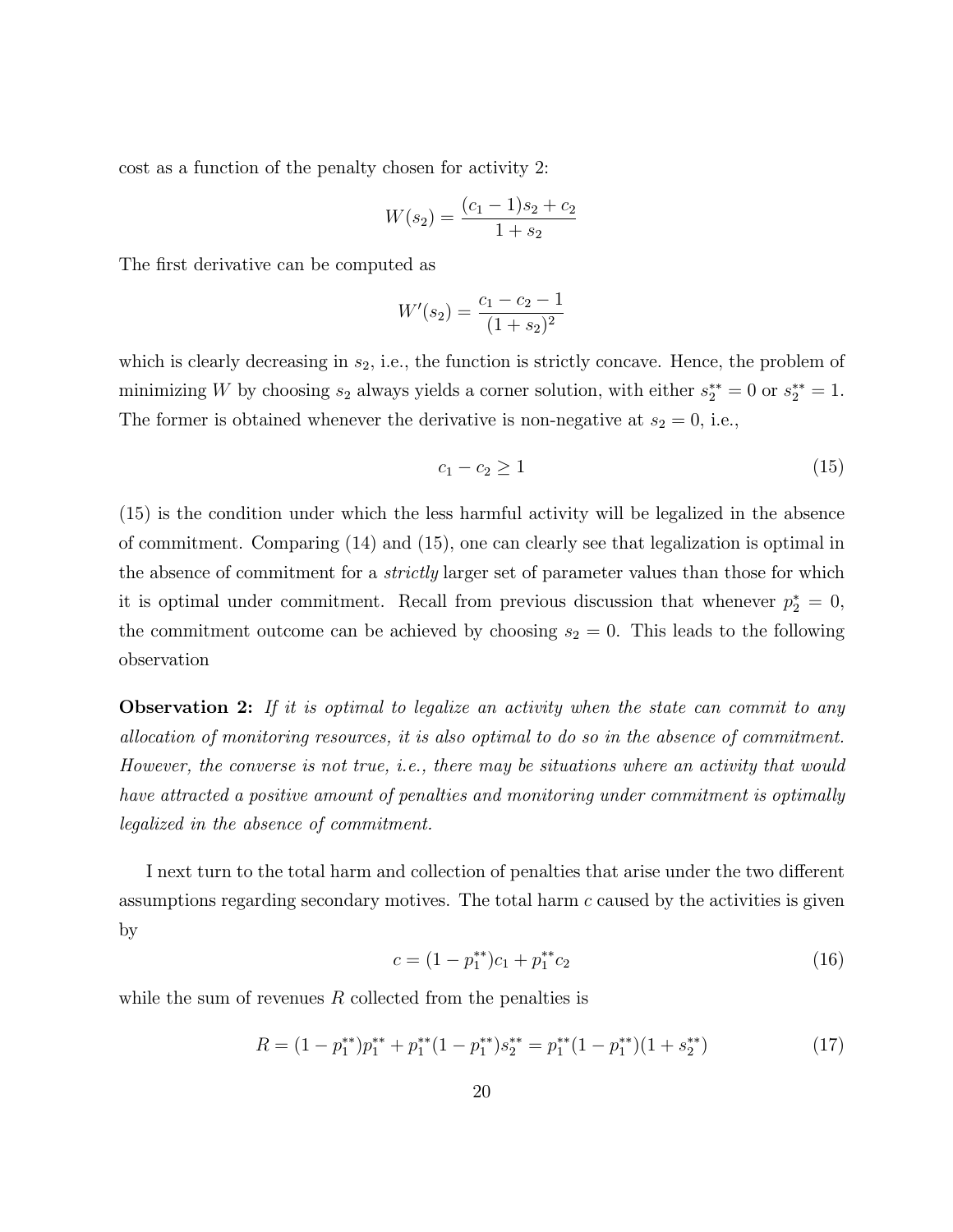cost as a function of the penalty chosen for activity 2:

$$W(s_2) = \frac{(c_1 - 1)s_2 + c_2}{1 + s_2}$$

The first derivative can be computed as

$$W'(s_2) = \frac{c_1 - c_2 - 1}{(1 + s_2)^2}$$

which is clearly decreasing in $s_2$, i.e., the function is strictly concave. Hence, the problem of minimizing $W$ by choosing $s_2$ always yields a corner solution, with either $s_2^{**} = 0$ or $s_2^{**} = 1$. The former is obtained whenever the derivative is non-negative at $s_2 = 0$, i.e.,

$$c_1 - c_2 \geq 1 \tag{15}$$

(15) is the condition under which the less harmful activity will be legalized in the absence of commitment. Comparing (14) and (15), one can clearly see that legalization is optimal in the absence of commitment for a *strictly* larger set of parameter values than those for which it is optimal under commitment. Recall from previous discussion that whenever $p_2^* = 0$, the commitment outcome can be achieved by choosing $s_2 = 0$. This leads to the following observation

**Observation 2:** *If it is optimal to legalize an activity when the state can commit to any allocation of monitoring resources, it is also optimal to do so in the absence of commitment. However, the converse is not true, i.e., there may be situations where an activity that would have attracted a positive amount of penalties and monitoring under commitment is optimally legalized in the absence of commitment.*

I next turn to the total harm and collection of penalties that arise under the two different assumptions regarding secondary motives. The total harm $c$ caused by the activities is given by

$$c = (1 - p_1^{**})c_1 + p_1^{**}c_2 \tag{16}$$

while the sum of revenues $R$ collected from the penalties is

$$R = (1 - p_1^{**})p_1^{**} + p_1^{**}(1 - p_1^{**})s_2^{**} = p_1^{**}(1 - p_1^{**})(1 + s_2^{**}) \tag{17}$$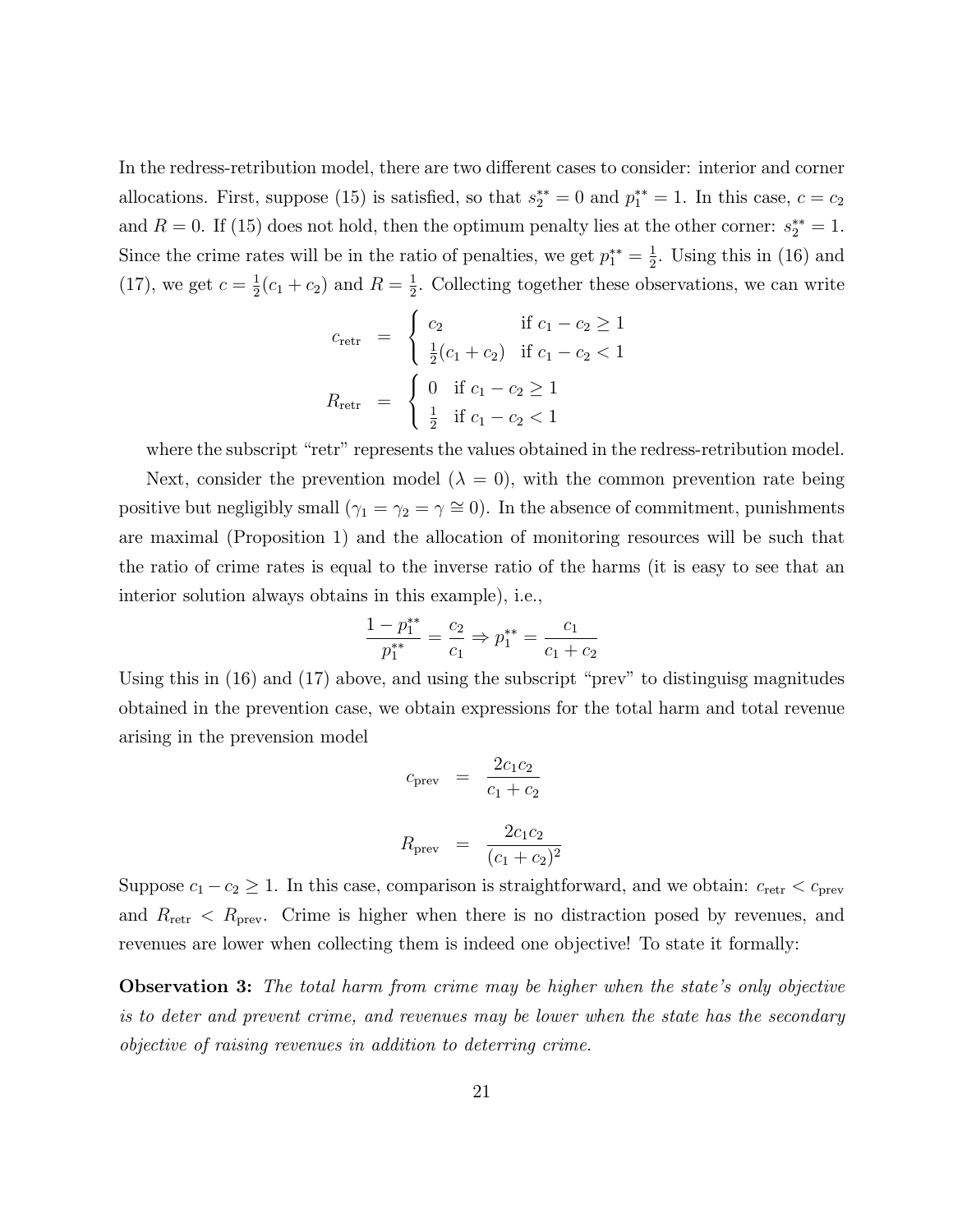In the redress-retribution model, there are two different cases to consider: interior and corner allocations. First, suppose (15) is satisfied, so that $s_2^{**} = 0$ and $p_1^{**} = 1$. In this case, $c = c_2$ and $R = 0$. If (15) does not hold, then the optimum penalty lies at the other corner: $s_2^{**} = 1$. Since the crime rates will be in the ratio of penalties, we get $p_1^{**} = \frac{1}{2}$. Using this in (16) and (17), we get $c = \frac{1}{2}(c_1 + c_2)$ and $R = \frac{1}{2}$. Collecting together these observations, we can write

$$
\begin{aligned}
c_{\text{retr}} &= \begin{cases} c_2 & \text{if } c_1 - c_2 \geq 1 \\ \frac{1}{2}(c_1 + c_2) & \text{if } c_1 - c_2 < 1 \end{cases} \\
R_{\text{retr}} &= \begin{cases} 0 & \text{if } c_1 - c_2 \geq 1 \\ \frac{1}{2} & \text{if } c_1 - c_2 < 1 \end{cases}
\end{aligned}
$$

where the subscript "retr" represents the values obtained in the redress-retribution model.

Next, consider the prevention model ($\lambda = 0$), with the common prevention rate being positive but negligibly small ($\gamma_1 = \gamma_2 = \gamma \cong 0$). In the absence of commitment, punishments are maximal (Proposition 1) and the allocation of monitoring resources will be such that the ratio of crime rates is equal to the inverse ratio of the harms (it is easy to see that an interior solution always obtains in this example), i.e.,

$$
\frac{1 - p_1^{**}}{p_1^{**}} = \frac{c_2}{c_1} \Rightarrow p_1^{**} = \frac{c_1}{c_1 + c_2}
$$

Using this in (16) and (17) above, and using the subscript "prev" to distinguisg magnitudes obtained in the prevention case, we obtain expressions for the total harm and total revenue arising in the prevension model

$$
\begin{aligned}
c_{\text{prev}} &= \frac{2c_1c_2}{c_1 + c_2} \\
R_{\text{prev}} &= \frac{2c_1c_2}{(c_1 + c_2)^2}
\end{aligned}
$$

Suppose $c_1 - c_2 \geq 1$. In this case, comparison is straightforward, and we obtain: $c_{\text{retr}} < c_{\text{prev}}$ and $R_{\text{retr}} < R_{\text{prev}}$. Crime is higher when there is no distraction posed by revenues, and revenues are lower when collecting them is indeed one objective! To state it formally:

**Observation 3:** *The total harm from crime may be higher when the state's only objective is to deter and prevent crime, and revenues may be lower when the state has the secondary objective of raising revenues in addition to deterring crime.*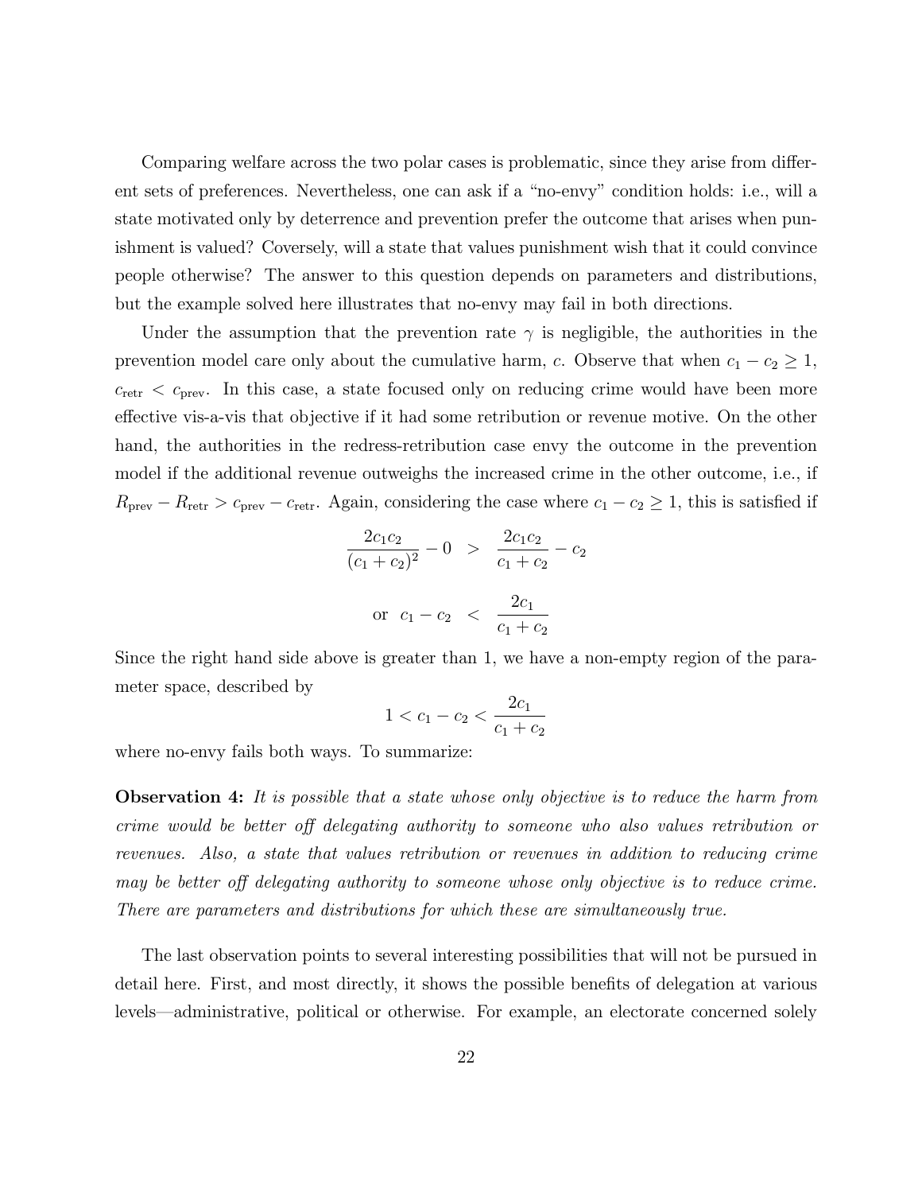Comparing welfare across the two polar cases is problematic, since they arise from different sets of preferences. Nevertheless, one can ask if a "no-envy" condition holds: i.e., will a state motivated only by deterrence and prevention prefer the outcome that arises when punishment is valued? Coversely, will a state that values punishment wish that it could convince people otherwise? The answer to this question depends on parameters and distributions, but the example solved here illustrates that no-envy may fail in both directions.

Under the assumption that the prevention rate $\gamma$ is negligible, the authorities in the prevention model care only about the cumulative harm, $c$. Observe that when $c_1 - c_2 \geq 1$, $c_{\text{retr}} < c_{\text{prev}}$. In this case, a state focused only on reducing crime would have been more effective vis-a-vis that objective if it had some retribution or revenue motive. On the other hand, the authorities in the redress-retribution case envy the outcome in the prevention model if the additional revenue outweighs the increased crime in the other outcome, i.e., if $R_{\text{prev}} - R_{\text{retr}} > c_{\text{prev}} - c_{\text{retr}}$. Again, considering the case where $c_1 - c_2 \geq 1$, this is satisfied if

$$\frac{2c_1c_2}{(c_1+c_2)^2} - 0 \quad > \quad \frac{2c_1c_2}{c_1+c_2} - c_2$$

$$\text{or} \quad c_1 - c_2 \quad < \quad \frac{2c_1}{c_1+c_2}$$

Since the right hand side above is greater than 1, we have a non-empty region of the parameter space, described by

$$1 < c_1 - c_2 < \frac{2c_1}{c_1+c_2}$$

where no-envy fails both ways. To summarize:

**Observation 4:** *It is possible that a state whose only objective is to reduce the harm from crime would be better off delegating authority to someone who also values retribution or revenues. Also, a state that values retribution or revenues in addition to reducing crime may be better off delegating authority to someone whose only objective is to reduce crime. There are parameters and distributions for which these are simultaneously true.*

The last observation points to several interesting possibilities that will not be pursued in detail here. First, and most directly, it shows the possible benefits of delegation at various levels—administrative, political or otherwise. For example, an electorate concerned solely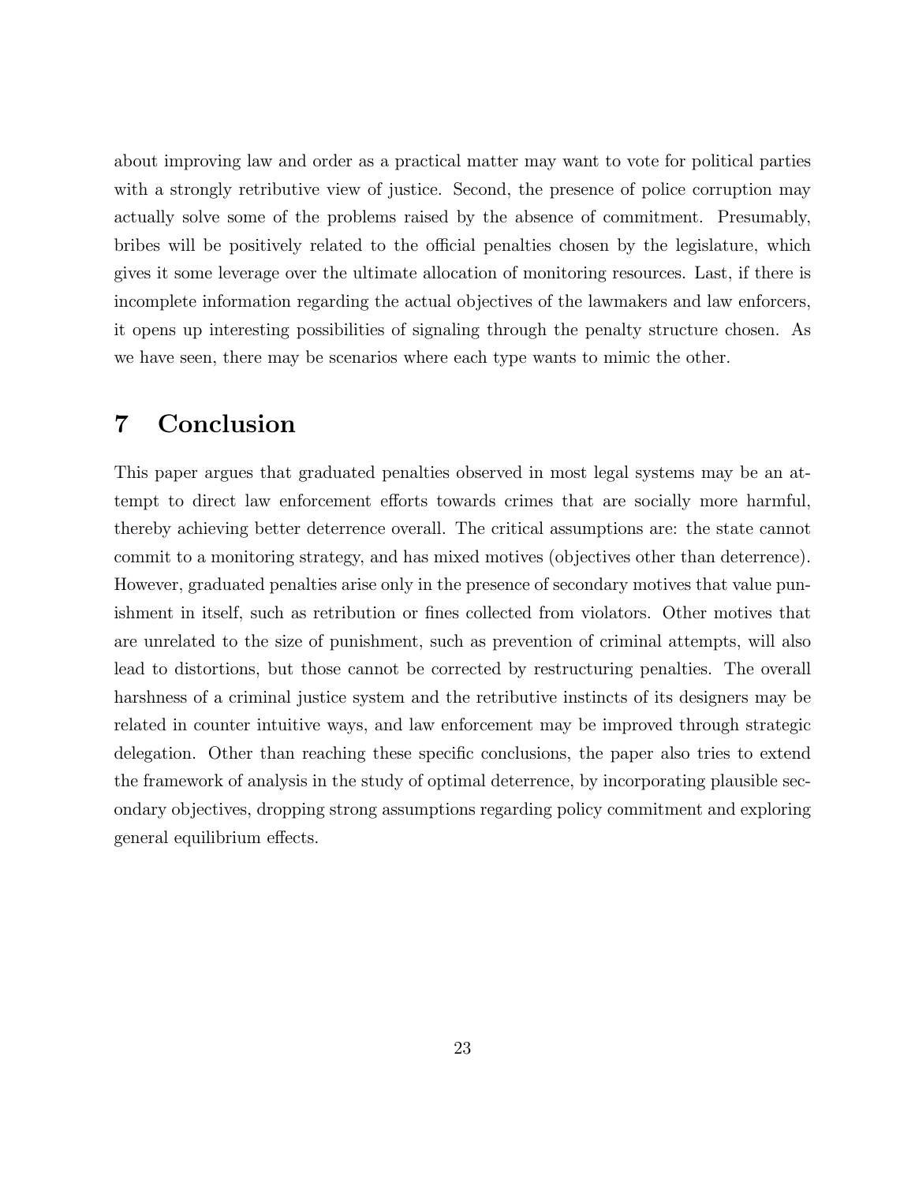about improving law and order as a practical matter may want to vote for political parties with a strongly retributive view of justice. Second, the presence of police corruption may actually solve some of the problems raised by the absence of commitment. Presumably, bribes will be positively related to the official penalties chosen by the legislature, which gives it some leverage over the ultimate allocation of monitoring resources. Last, if there is incomplete information regarding the actual objectives of the lawmakers and law enforcers, it opens up interesting possibilities of signaling through the penalty structure chosen. As we have seen, there may be scenarios where each type wants to mimic the other.

# 7 Conclusion

This paper argues that graduated penalties observed in most legal systems may be an attempt to direct law enforcement efforts towards crimes that are socially more harmful, thereby achieving better deterrence overall. The critical assumptions are: the state cannot commit to a monitoring strategy, and has mixed motives (objectives other than deterrence). However, graduated penalties arise only in the presence of secondary motives that value punishment in itself, such as retribution or fines collected from violators. Other motives that are unrelated to the size of punishment, such as prevention of criminal attempts, will also lead to distortions, but those cannot be corrected by restructuring penalties. The overall harshness of a criminal justice system and the retributive instincts of its designers may be related in counter intuitive ways, and law enforcement may be improved through strategic delegation. Other than reaching these specific conclusions, the paper also tries to extend the framework of analysis in the study of optimal deterrence, by incorporating plausible secondary objectives, dropping strong assumptions regarding policy commitment and exploring general equilibrium effects.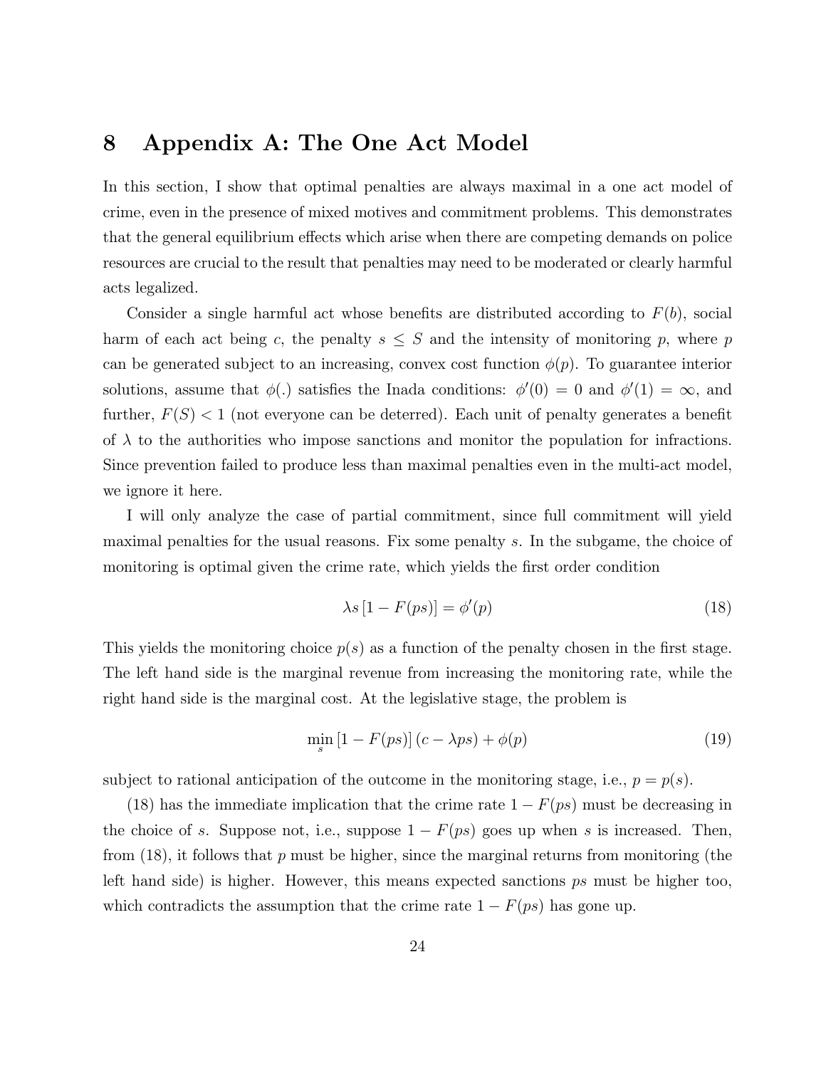# 8 Appendix A: The One Act Model

In this section, I show that optimal penalties are always maximal in a one act model of crime, even in the presence of mixed motives and commitment problems. This demonstrates that the general equilibrium effects which arise when there are competing demands on police resources are crucial to the result that penalties may need to be moderated or clearly harmful acts legalized.

Consider a single harmful act whose benefits are distributed according to $F(b)$, social harm of each act being $c$, the penalty $s \leq S$ and the intensity of monitoring $p$, where $p$ can be generated subject to an increasing, convex cost function $\phi(p)$. To guarantee interior solutions, assume that $\phi(.)$ satisfies the Inada conditions: $\phi'(0) = 0$ and $\phi'(1) = \infty$, and further, $F(S) < 1$ (not everyone can be deterred). Each unit of penalty generates a benefit of $\lambda$ to the authorities who impose sanctions and monitor the population for infractions. Since prevention failed to produce less than maximal penalties even in the multi-act model, we ignore it here.

I will only analyze the case of partial commitment, since full commitment will yield maximal penalties for the usual reasons. Fix some penalty $s$. In the subgame, the choice of monitoring is optimal given the crime rate, which yields the first order condition

$$\lambda s \left[1 - F(ps)\right] = \phi'(p) \tag{18}$$

This yields the monitoring choice $p(s)$ as a function of the penalty chosen in the first stage. The left hand side is the marginal revenue from increasing the monitoring rate, while the right hand side is the marginal cost. At the legislative stage, the problem is

$$\min_{s} \left[1 - F(ps)\right](c - \lambda ps) + \phi(p) \tag{19}$$

subject to rational anticipation of the outcome in the monitoring stage, i.e., $p = p(s)$.

(18) has the immediate implication that the crime rate $1 - F(ps)$ must be decreasing in the choice of $s$. Suppose not, i.e., suppose $1 - F(ps)$ goes up when $s$ is increased. Then, from (18), it follows that $p$ must be higher, since the marginal returns from monitoring (the left hand side) is higher. However, this means expected sanctions $ps$ must be higher too, which contradicts the assumption that the crime rate $1 - F(ps)$ has gone up.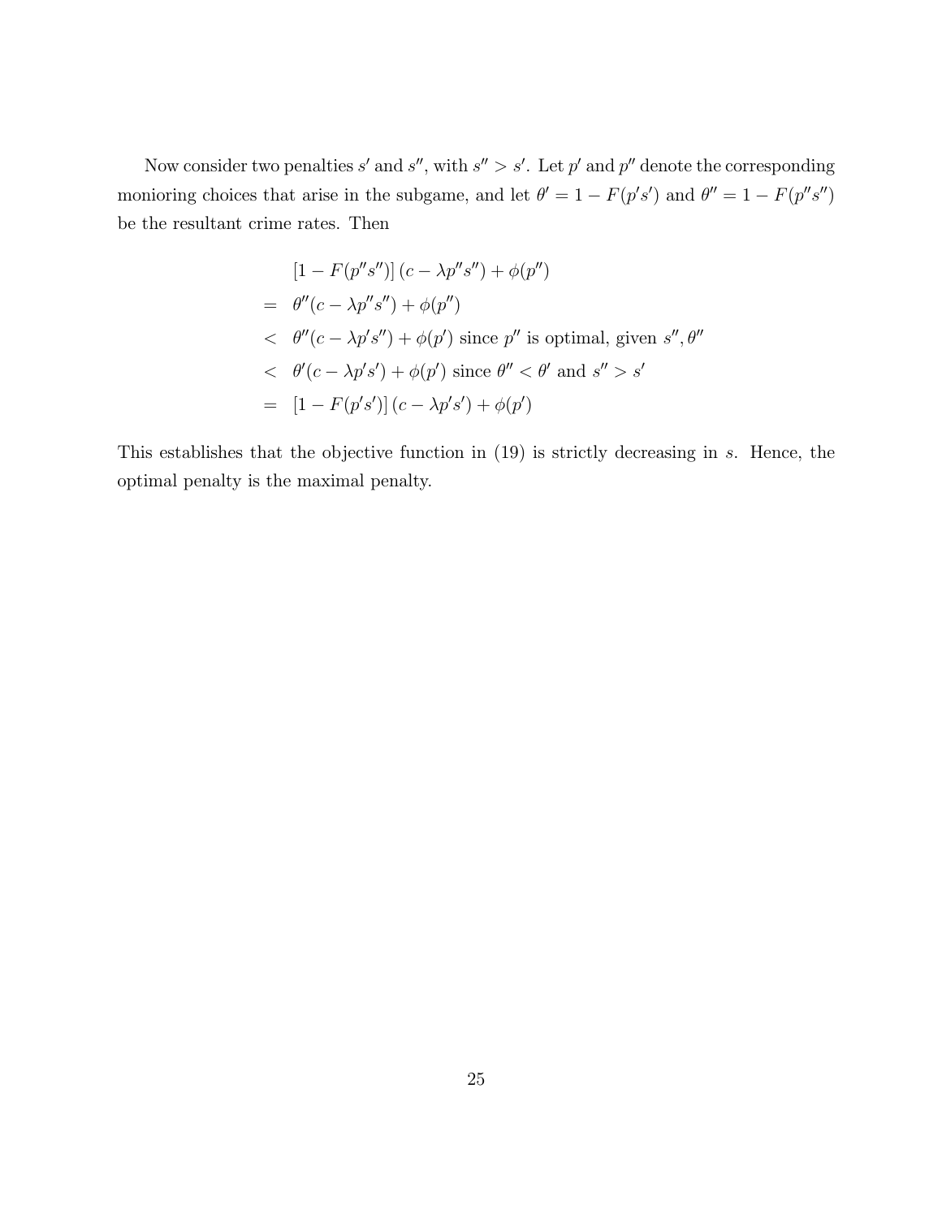Now consider two penalties $s'$ and $s''$, with $s'' > s'$. Let $p'$ and $p''$ denote the corresponding monioring choices that arise in the subgame, and let $\theta' = 1 - F(p's')$ and $\theta'' = 1 - F(p''s'')$ be the resultant crime rates. Then

$$
\begin{aligned}
& [1 - F(p''s'')] (c - \lambda p''s'') + \phi(p'') \\
= \; & \theta''(c - \lambda p''s'') + \phi(p'') \\
< \; & \theta''(c - \lambda p's'') + \phi(p') \text{ since } p'' \text{ is optimal, given } s'', \theta'' \\
< \; & \theta'(c - \lambda p's') + \phi(p') \text{ since } \theta'' < \theta' \text{ and } s'' > s' \\
= \; & [1 - F(p's')] (c - \lambda p's') + \phi(p')
\end{aligned}
$$

This establishes that the objective function in (19) is strictly decreasing in $s$. Hence, the optimal penalty is the maximal penalty.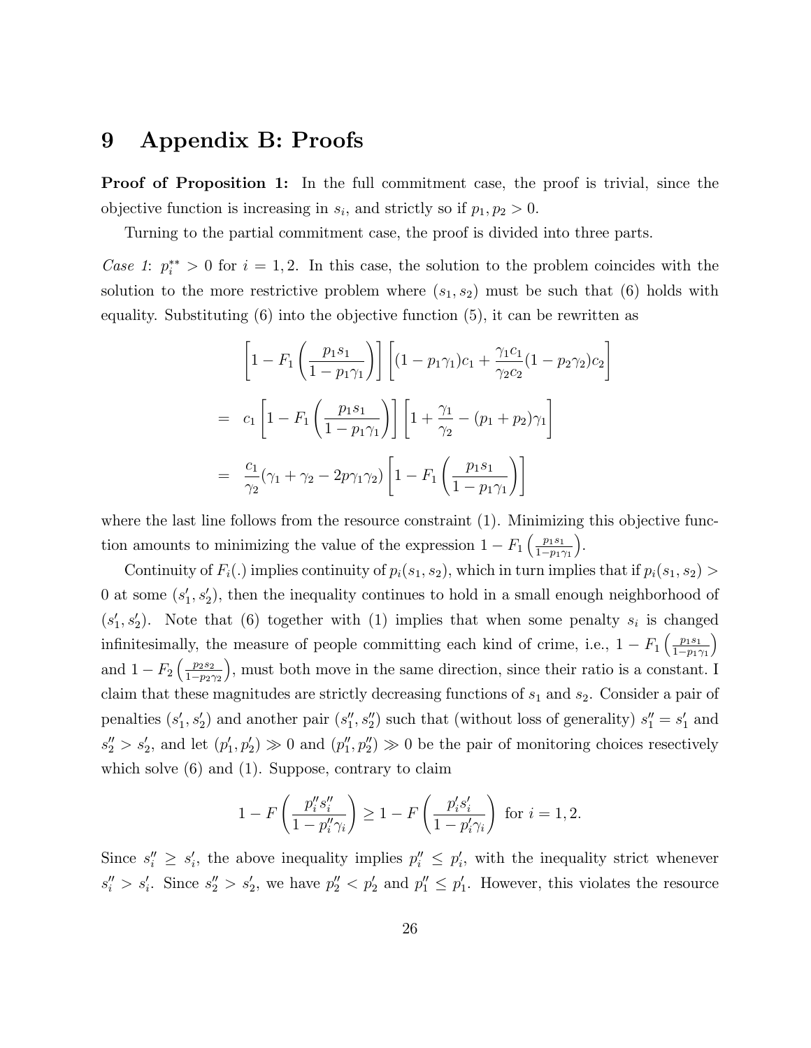# 9 Appendix B: Proofs

**Proof of Proposition 1:** In the full commitment case, the proof is trivial, since the objective function is increasing in $s_i$, and strictly so if $p_1, p_2 > 0$.

Turning to the partial commitment case, the proof is divided into three parts.

*Case 1*: $p_i^{**} > 0$ for $i = 1, 2$. In this case, the solution to the problem coincides with the solution to the more restrictive problem where $(s_1, s_2)$ must be such that (6) holds with equality. Substituting (6) into the objective function (5), it can be rewritten as

$$
\begin{aligned}
& \left[1 - F_1\left(\frac{p_1 s_1}{1 - p_1\gamma_1}\right)\right]\left[(1 - p_1\gamma_1)c_1 + \frac{\gamma_1 c_1}{\gamma_2 c_2}(1 - p_2\gamma_2)c_2\right] \\
= \; & c_1\left[1 - F_1\left(\frac{p_1 s_1}{1 - p_1\gamma_1}\right)\right]\left[1 + \frac{\gamma_1}{\gamma_2} - (p_1 + p_2)\gamma_1\right] \\
= \; & \frac{c_1}{\gamma_2}(\gamma_1 + \gamma_2 - 2p\gamma_1\gamma_2)\left[1 - F_1\left(\frac{p_1 s_1}{1 - p_1\gamma_1}\right)\right]
\end{aligned}
$$

where the last line follows from the resource constraint (1). Minimizing this objective function amounts to minimizing the value of the expression $1 - F_1\left(\frac{p_1 s_1}{1 - p_1\gamma_1}\right)$.

Continuity of $F_i(.)$ implies continuity of $p_i(s_1, s_2)$, which in turn implies that if $p_i(s_1, s_2) > 0$ at some $(s_1', s_2')$, then the inequality continues to hold in a small enough neighborhood of $(s_1', s_2')$. Note that (6) together with (1) implies that when some penalty $s_i$ is changed infinitesimally, the measure of people committing each kind of crime, i.e., $1 - F_1\left(\frac{p_1 s_1}{1 - p_1\gamma_1}\right)$ and $1 - F_2\left(\frac{p_2 s_2}{1 - p_2\gamma_2}\right)$, must both move in the same direction, since their ratio is a constant. I claim that these magnitudes are strictly decreasing functions of $s_1$ and $s_2$. Consider a pair of penalties $(s_1', s_2')$ and another pair $(s_1'', s_2'')$ such that (without loss of generality) $s_1'' = s_1'$ and $s_2'' > s_2'$, and let $(p_1', p_2') \gg 0$ and $(p_1'', p_2'') \gg 0$ be the pair of monitoring choices resectively which solve (6) and (1). Suppose, contrary to claim

$$
1 - F\left(\frac{p_i'' s_i''}{1 - p_i''\gamma_i}\right) \geq 1 - F\left(\frac{p_i' s_i'}{1 - p_i'\gamma_i}\right) \text{ for } i = 1, 2.
$$

Since $s_i'' \geq s_i'$, the above inequality implies $p_i'' \leq p_i'$, with the inequality strict whenever $s_i'' > s_i'$. Since $s_2'' > s_2'$, we have $p_2'' < p_2'$ and $p_1'' \leq p_1'$. However, this violates the resource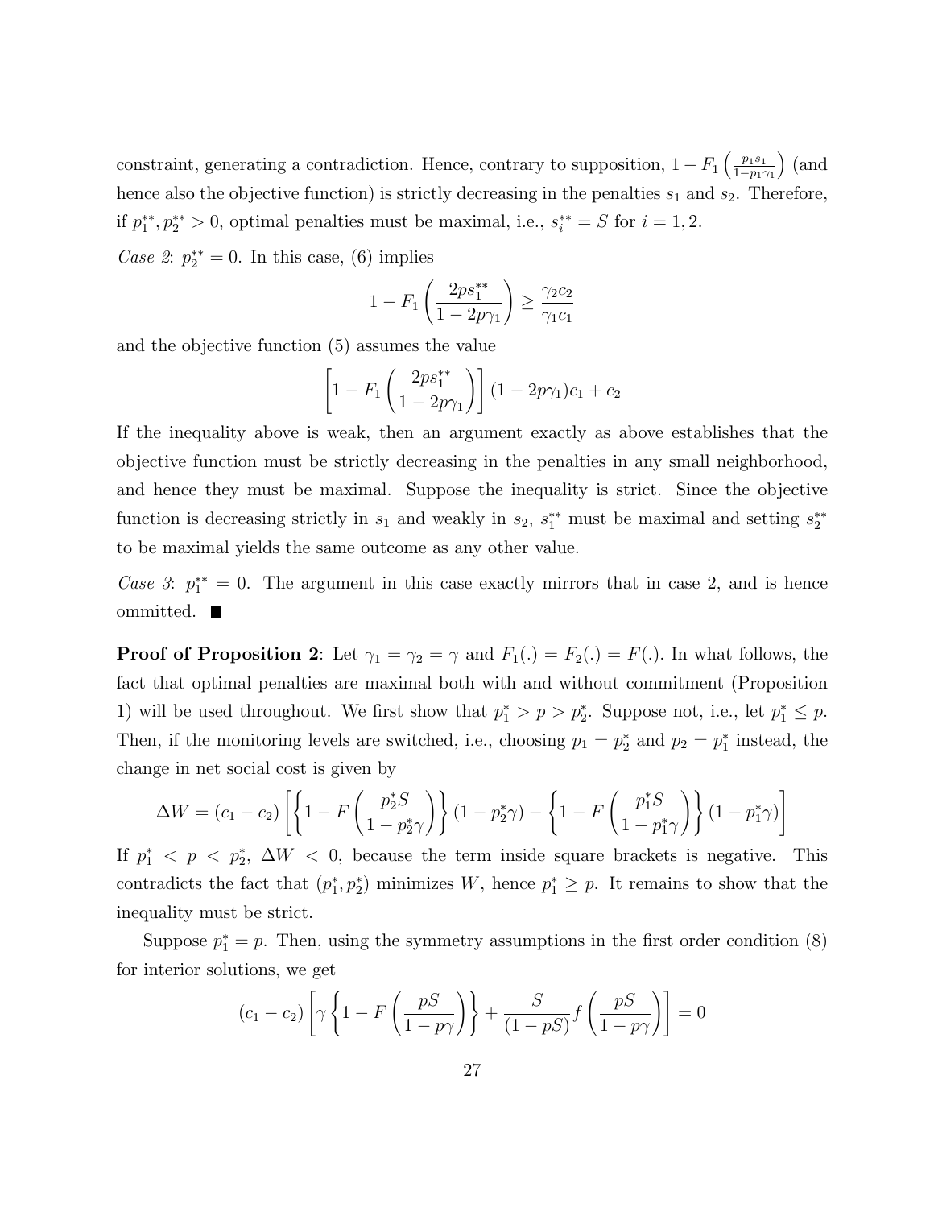constraint, generating a contradiction. Hence, contrary to supposition, $1 - F_1\left(\frac{p_1 s_1}{1-p_1\gamma_1}\right)$ (and hence also the objective function) is strictly decreasing in the penalties $s_1$ and $s_2$. Therefore, if $p_1^{**}, p_2^{**} > 0$, optimal penalties must be maximal, i.e., $s_i^{**} = S$ for $i = 1, 2$.

*Case 2*: $p_2^{**} = 0$. In this case, (6) implies

$$1 - F_1\left(\frac{2ps_1^{**}}{1 - 2p\gamma_1}\right) \geq \frac{\gamma_2 c_2}{\gamma_1 c_1}$$

and the objective function (5) assumes the value

$$\left[1 - F_1\left(\frac{2ps_1^{**}}{1 - 2p\gamma_1}\right)\right](1 - 2p\gamma_1)c_1 + c_2$$

If the inequality above is weak, then an argument exactly as above establishes that the objective function must be strictly decreasing in the penalties in any small neighborhood, and hence they must be maximal. Suppose the inequality is strict. Since the objective function is decreasing strictly in $s_1$ and weakly in $s_2$, $s_1^{**}$ must be maximal and setting $s_2^{**}$ to be maximal yields the same outcome as any other value.

*Case 3*: $p_1^{**} = 0$. The argument in this case exactly mirrors that in case 2, and is hence ommitted. ■

**Proof of Proposition 2**: Let $\gamma_1 = \gamma_2 = \gamma$ and $F_1(.) = F_2(.) = F(.)$. In what follows, the fact that optimal penalties are maximal both with and without commitment (Proposition 1) will be used throughout. We first show that $p_1^* > p > p_2^*$. Suppose not, i.e., let $p_1^* \leq p$. Then, if the monitoring levels are switched, i.e., choosing $p_1 = p_2^*$ and $p_2 = p_1^*$ instead, the change in net social cost is given by

$$\Delta W = (c_1 - c_2)\left[\left\{1 - F\left(\frac{p_2^* S}{1 - p_2^*\gamma}\right)\right\}(1 - p_2^*\gamma) - \left\{1 - F\left(\frac{p_1^* S}{1 - p_1^*\gamma}\right)\right\}(1 - p_1^*\gamma)\right]$$

If $p_1^* < p < p_2^*$, $\Delta W < 0$, because the term inside square brackets is negative. This contradicts the fact that $(p_1^*, p_2^*)$ minimizes $W$, hence $p_1^* \geq p$. It remains to show that the inequality must be strict.

Suppose $p_1^* = p$. Then, using the symmetry assumptions in the first order condition (8) for interior solutions, we get

$$(c_1 - c_2)\left[\gamma\left\{1 - F\left(\frac{pS}{1 - p\gamma}\right)\right\} + \frac{S}{(1 - pS)}f\left(\frac{pS}{1 - p\gamma}\right)\right] = 0$$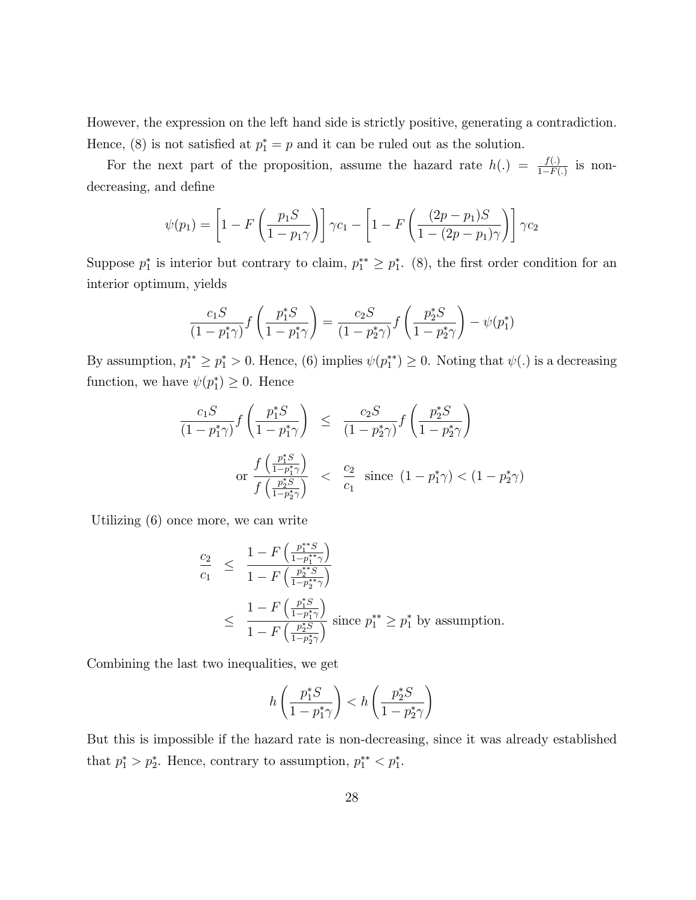However, the expression on the left hand side is strictly positive, generating a contradiction. Hence, (8) is not satisfied at $p_1^* = p$ and it can be ruled out as the solution.

For the next part of the proposition, assume the hazard rate $h(.) = \frac{f(.)}{1-F(.)}$ is non-decreasing, and define

$$\psi(p_1) = \left[1 - F\left(\frac{p_1 S}{1 - p_1\gamma}\right)\right]\gamma c_1 - \left[1 - F\left(\frac{(2p - p_1)S}{1 - (2p - p_1)\gamma}\right)\right]\gamma c_2$$

Suppose $p_1^*$ is interior but contrary to claim, $p_1^{**} \geq p_1^*$. (8), the first order condition for an interior optimum, yields

$$\frac{c_1 S}{(1 - p_1^*\gamma)} f\left(\frac{p_1^* S}{1 - p_1^*\gamma}\right) = \frac{c_2 S}{(1 - p_2^*\gamma)} f\left(\frac{p_2^* S}{1 - p_2^*\gamma}\right) - \psi(p_1^*)$$

By assumption, $p_1^{**} \geq p_1^* > 0$. Hence, (6) implies $\psi(p_1^{**}) \geq 0$. Noting that $\psi(.)$ is a decreasing function, we have $\psi(p_1^*) \geq 0$. Hence

$$\begin{aligned}
\frac{c_1 S}{(1 - p_1^*\gamma)} f\left(\frac{p_1^* S}{1 - p_1^*\gamma}\right) &\leq \frac{c_2 S}{(1 - p_2^*\gamma)} f\left(\frac{p_2^* S}{1 - p_2^*\gamma}\right) \\
\text{or } \frac{f\left(\frac{p_1^* S}{1 - p_1^*\gamma}\right)}{f\left(\frac{p_2^* S}{1 - p_2^*\gamma}\right)} &< \frac{c_2}{c_1} \text{ since } (1 - p_1^*\gamma) < (1 - p_2^*\gamma)
\end{aligned}$$

Utilizing (6) once more, we can write

$$\begin{aligned}
\frac{c_2}{c_1} &\leq \frac{1 - F\left(\frac{p_1^{**} S}{1 - p_1^{**}\gamma}\right)}{1 - F\left(\frac{p_2^{**} S}{1 - p_2^{**}\gamma}\right)} \\
&\leq \frac{1 - F\left(\frac{p_1^* S}{1 - p_1^*\gamma}\right)}{1 - F\left(\frac{p_2^* S}{1 - p_2^*\gamma}\right)} \text{ since } p_1^{**} \geq p_1^* \text{ by assumption.}
\end{aligned}$$

Combining the last two inequalities, we get

$$h\left(\frac{p_1^* S}{1 - p_1^*\gamma}\right) < h\left(\frac{p_2^* S}{1 - p_2^*\gamma}\right)$$

But this is impossible if the hazard rate is non-decreasing, since it was already established that $p_1^* > p_2^*$. Hence, contrary to assumption, $p_1^{**} < p_1^*$.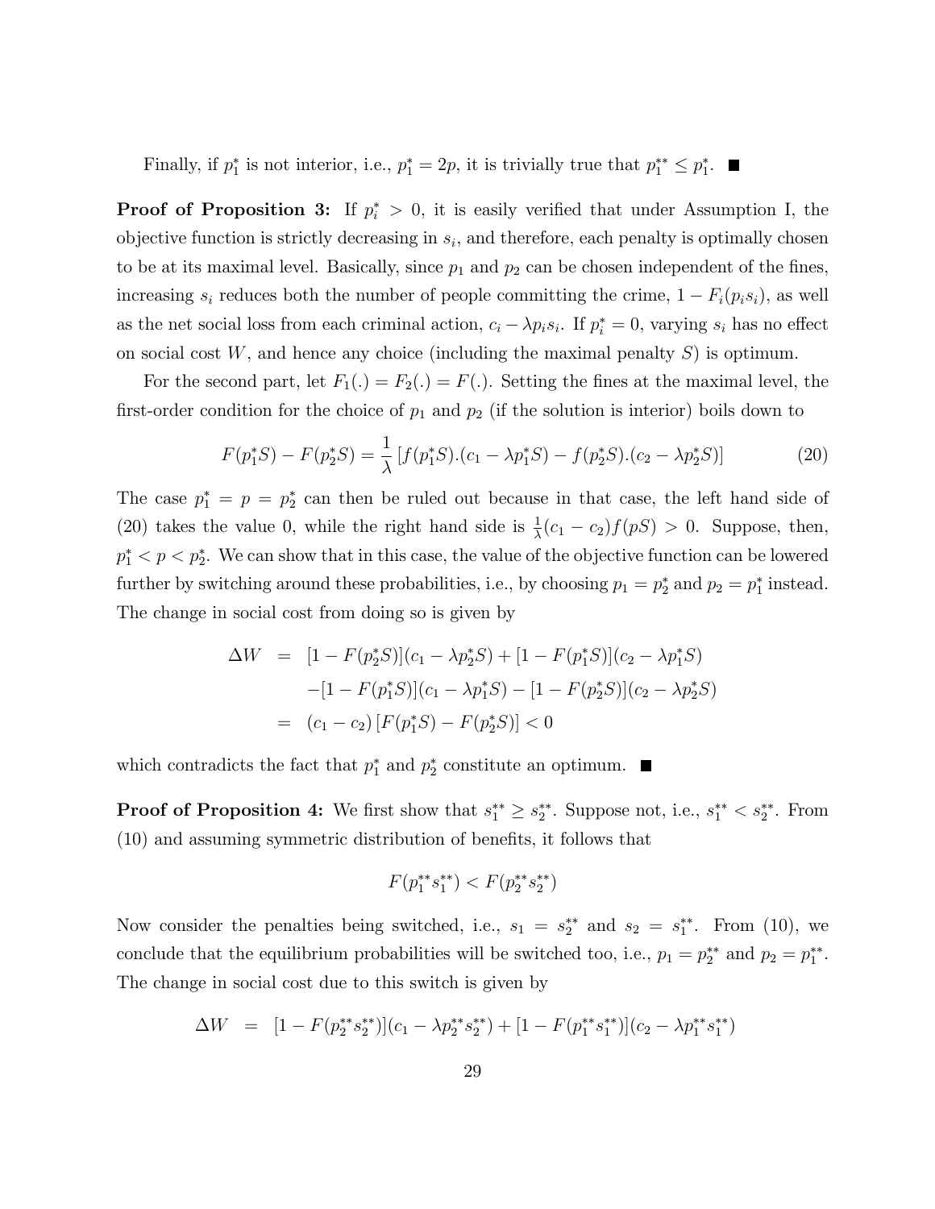Finally, if $p_1^*$ is not interior, i.e., $p_1^* = 2p$, it is trivially true that $p_1^{**} \leq p_1^*$. ■

**Proof of Proposition 3:** If $p_i^* > 0$, it is easily verified that under Assumption I, the objective function is strictly decreasing in $s_i$, and therefore, each penalty is optimally chosen to be at its maximal level. Basically, since $p_1$ and $p_2$ can be chosen independent of the fines, increasing $s_i$ reduces both the number of people committing the crime, $1 - F_i(p_i s_i)$, as well as the net social loss from each criminal action, $c_i - \lambda p_i s_i$. If $p_i^* = 0$, varying $s_i$ has no effect on social cost $W$, and hence any choice (including the maximal penalty $S$) is optimum.

For the second part, let $F_1(.) = F_2(.) = F(.)$. Setting the fines at the maximal level, the first-order condition for the choice of $p_1$ and $p_2$ (if the solution is interior) boils down to

$$F(p_1^* S) - F(p_2^* S) = \frac{1}{\lambda}\left[f(p_1^* S).(c_1 - \lambda p_1^* S) - f(p_2^* S).(c_2 - \lambda p_2^* S)\right] \tag{20}$$

The case $p_1^* = p = p_2^*$ can then be ruled out because in that case, the left hand side of (20) takes the value 0, while the right hand side is $\frac{1}{\lambda}(c_1 - c_2)f(pS) > 0$. Suppose, then, $p_1^* < p < p_2^*$. We can show that in this case, the value of the objective function can be lowered further by switching around these probabilities, i.e., by choosing $p_1 = p_2^*$ and $p_2 = p_1^*$ instead. The change in social cost from doing so is given by

$$\begin{aligned}
\Delta W &= [1 - F(p_2^* S)](c_1 - \lambda p_2^* S) + [1 - F(p_1^* S)](c_2 - \lambda p_1^* S) \\
&\quad - [1 - F(p_1^* S)](c_1 - \lambda p_1^* S) - [1 - F(p_2^* S)](c_2 - \lambda p_2^* S) \\
&= (c_1 - c_2)\left[F(p_1^* S) - F(p_2^* S)\right] < 0
\end{aligned}$$

which contradicts the fact that $p_1^*$ and $p_2^*$ constitute an optimum. ■

**Proof of Proposition 4:** We first show that $s_1^{**} \geq s_2^{**}$. Suppose not, i.e., $s_1^{**} < s_2^{**}$. From (10) and assuming symmetric distribution of benefits, it follows that

$$F(p_1^{**} s_1^{**}) < F(p_2^{**} s_2^{**})$$

Now consider the penalties being switched, i.e., $s_1 = s_2^{**}$ and $s_2 = s_1^{**}$. From (10), we conclude that the equilibrium probabilities will be switched too, i.e., $p_1 = p_2^{**}$ and $p_2 = p_1^{**}$. The change in social cost due to this switch is given by

$$\Delta W = [1 - F(p_2^{**} s_2^{**})](c_1 - \lambda p_2^{**} s_2^{**}) + [1 - F(p_1^{**} s_1^{**})](c_2 - \lambda p_1^{**} s_1^{**})$$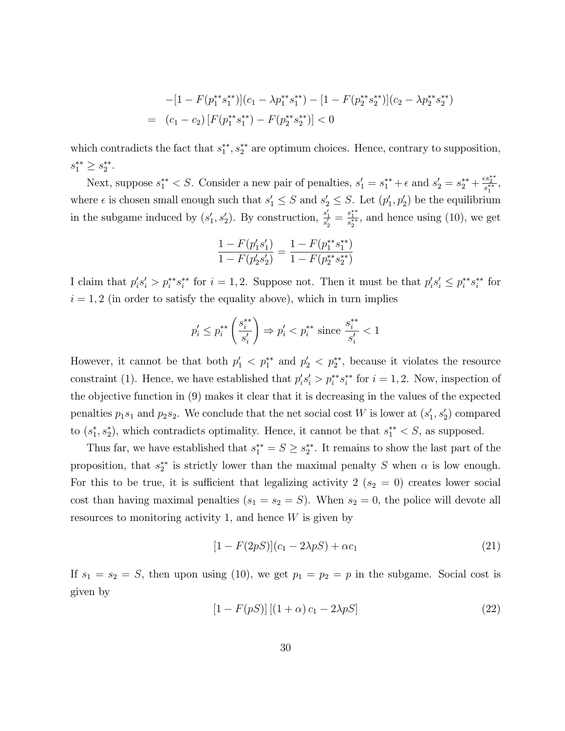$$
\begin{aligned}
&-[1-F(p_1^{**}s_1^{**})](c_1-\lambda p_1^{**}s_1^{**})-[1-F(p_2^{**}s_2^{**})](c_2-\lambda p_2^{**}s_2^{**}) \\
=\ & (c_1-c_2)\left[F(p_1^{**}s_1^{**})-F(p_2^{**}s_2^{**})\right]<0
\end{aligned}
$$

which contradicts the fact that $s_1^{**}, s_2^{**}$ are optimum choices. Hence, contrary to supposition, $s_1^{**} \geq s_2^{**}$.

Next, suppose $s_1^{**} < S$. Consider a new pair of penalties, $s_1' = s_1^{**} + \epsilon$ and $s_2' = s_2^{**} + \frac{\epsilon s_2^{**}}{s_1^{**}}$, where $\epsilon$ is chosen small enough such that $s_1' \leq S$ and $s_2' \leq S$. Let $(p_1', p_2')$ be the equilibrium in the subgame induced by $(s_1', s_2')$. By construction, $\frac{s_1'}{s_2'} = \frac{s_1^{**}}{s_2^{**}}$, and hence using (10), we get

$$
\frac{1-F(p_1's_1')}{1-F(p_2's_2')} = \frac{1-F(p_1^{**}s_1^{**})}{1-F(p_2^{**}s_2^{**})}
$$

I claim that $p_i's_i' > p_i^{**}s_i^{**}$ for $i=1,2$. Suppose not. Then it must be that $p_i's_i' \leq p_i^{**}s_i^{**}$ for $i=1,2$ (in order to satisfy the equality above), which in turn implies

$$
p_i' \leq p_i^{**}\left(\frac{s_i^{**}}{s_i'}\right) \Rightarrow p_i' < p_i^{**} \text{ since } \frac{s_i^{**}}{s_i'} < 1
$$

However, it cannot be that both $p_1' < p_1^{**}$ and $p_2' < p_2^{**}$, because it violates the resource constraint (1). Hence, we have established that $p_i's_i' > p_i^{**}s_i^{**}$ for $i=1,2$. Now, inspection of the objective function in (9) makes it clear that it is decreasing in the values of the expected penalties $p_1s_1$ and $p_2s_2$. We conclude that the net social cost $W$ is lower at $(s_1', s_2')$ compared to $(s_1^*, s_2^*)$, which contradicts optimality. Hence, it cannot be that $s_1^{**} < S$, as supposed.

Thus far, we have established that $s_1^{**} = S \geq s_2^{**}$. It remains to show the last part of the proposition, that $s_2^{**}$ is strictly lower than the maximal penalty $S$ when $\alpha$ is low enough. For this to be true, it is sufficient that legalizing activity 2 ($s_2 = 0$) creates lower social cost than having maximal penalties ($s_1 = s_2 = S$). When $s_2 = 0$, the police will devote all resources to monitoring activity 1, and hence $W$ is given by

$$
[1-F(2pS)](c_1 - 2\lambda pS) + \alpha c_1 \tag{21}
$$

If $s_1 = s_2 = S$, then upon using (10), we get $p_1 = p_2 = p$ in the subgame. Social cost is given by

$$
[1-F(pS)]\left[(1+\alpha)c_1 - 2\lambda pS\right] \tag{22}
$$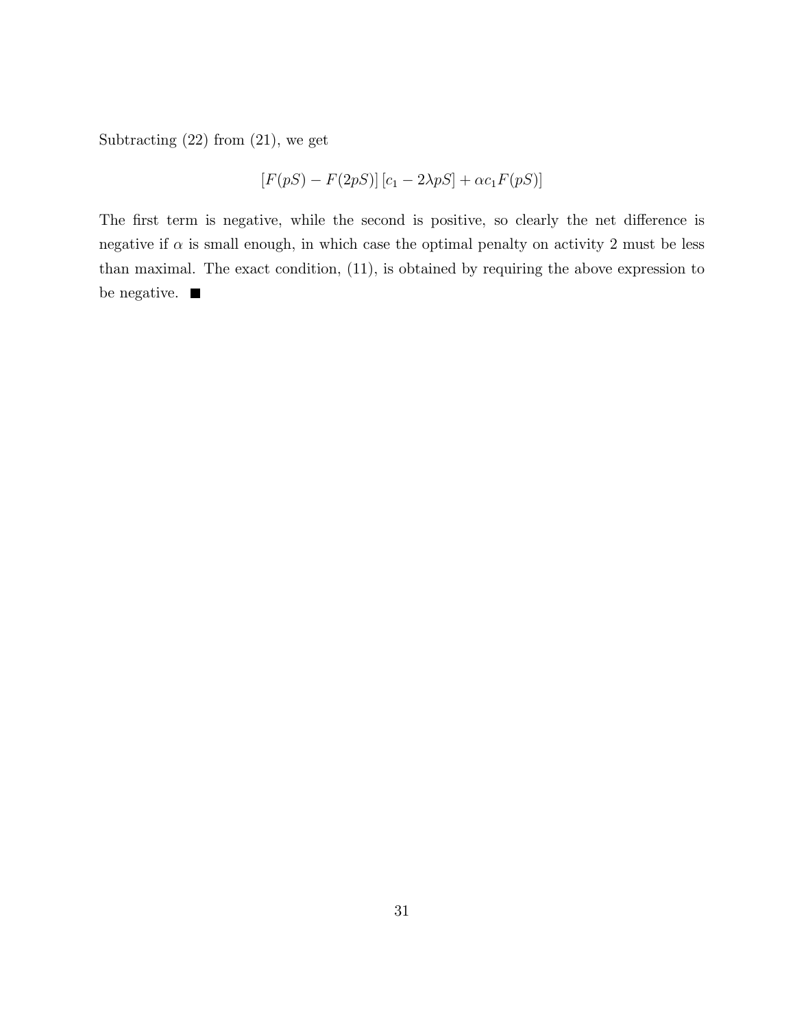Subtracting (22) from (21), we get

$$[F(pS) - F(2pS)]\,[c_1 - 2\lambda pS] + \alpha c_1 F(pS)]$$

The first term is negative, while the second is positive, so clearly the net difference is negative if $\alpha$ is small enough, in which case the optimal penalty on activity 2 must be less than maximal. The exact condition, (11), is obtained by requiring the above expression to be negative. ■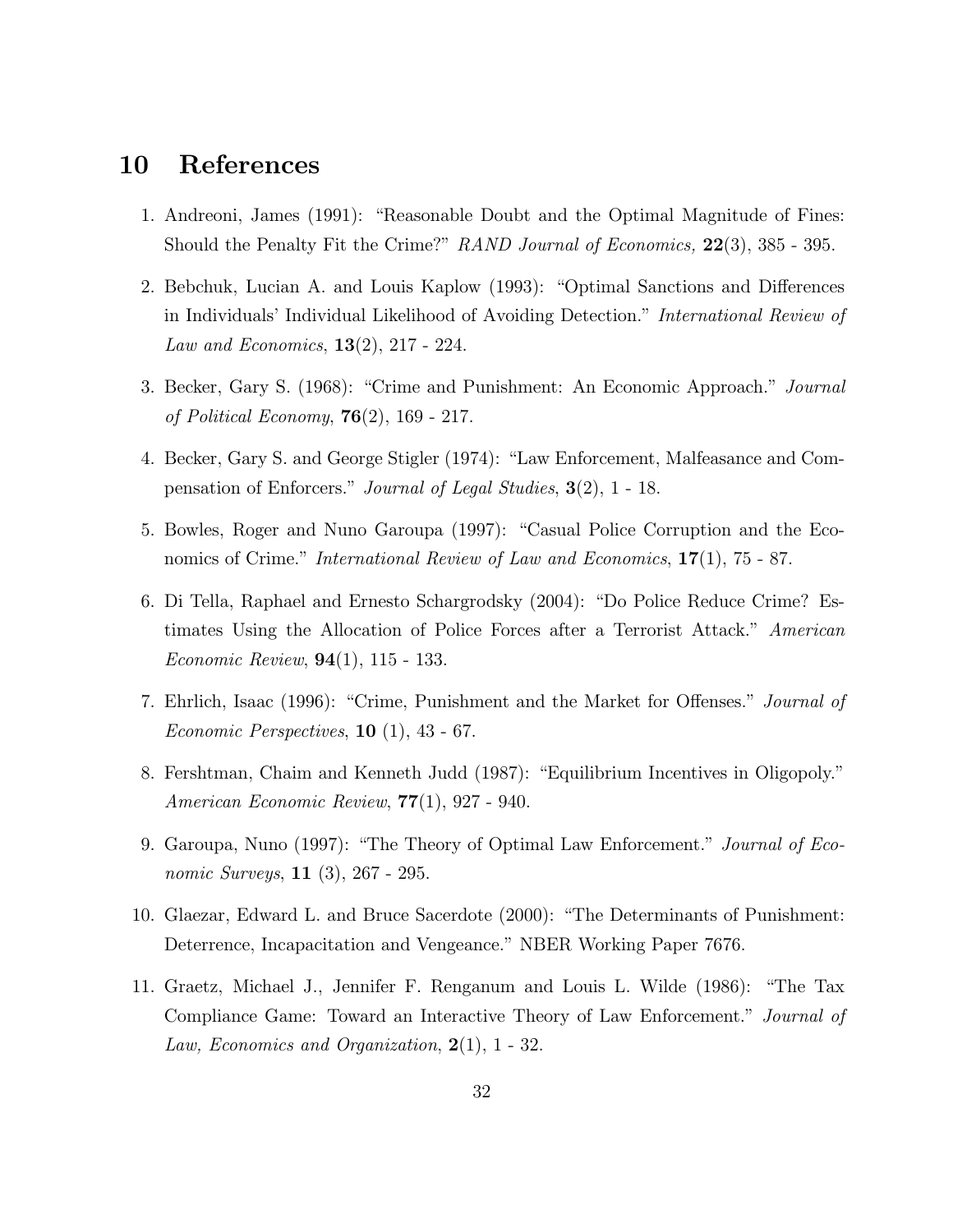# 10 References

1. Andreoni, James (1991): "Reasonable Doubt and the Optimal Magnitude of Fines: Should the Penalty Fit the Crime?" *RAND Journal of Economics,* **22**(3), 385 - 395.

2. Bebchuk, Lucian A. and Louis Kaplow (1993): "Optimal Sanctions and Differences in Individuals' Individual Likelihood of Avoiding Detection." *International Review of Law and Economics*, **13**(2), 217 - 224.

3. Becker, Gary S. (1968): "Crime and Punishment: An Economic Approach." *Journal of Political Economy*, **76**(2), 169 - 217.

4. Becker, Gary S. and George Stigler (1974): "Law Enforcement, Malfeasance and Compensation of Enforcers." *Journal of Legal Studies*, **3**(2), 1 - 18.

5. Bowles, Roger and Nuno Garoupa (1997): "Casual Police Corruption and the Economics of Crime." *International Review of Law and Economics*, **17**(1), 75 - 87.

6. Di Tella, Raphael and Ernesto Schargrodsky (2004): "Do Police Reduce Crime? Estimates Using the Allocation of Police Forces after a Terrorist Attack." *American Economic Review*, **94**(1), 115 - 133.

7. Ehrlich, Isaac (1996): "Crime, Punishment and the Market for Offenses." *Journal of Economic Perspectives*, **10** (1), 43 - 67.

8. Fershtman, Chaim and Kenneth Judd (1987): "Equilibrium Incentives in Oligopoly." *American Economic Review*, **77**(1), 927 - 940.

9. Garoupa, Nuno (1997): "The Theory of Optimal Law Enforcement." *Journal of Economic Surveys*, **11** (3), 267 - 295.

10. Glaezar, Edward L. and Bruce Sacerdote (2000): "The Determinants of Punishment: Deterrence, Incapacitation and Vengeance." NBER Working Paper 7676.

11. Graetz, Michael J., Jennifer F. Renganum and Louis L. Wilde (1986): "The Tax Compliance Game: Toward an Interactive Theory of Law Enforcement." *Journal of Law, Economics and Organization*, **2**(1), 1 - 32.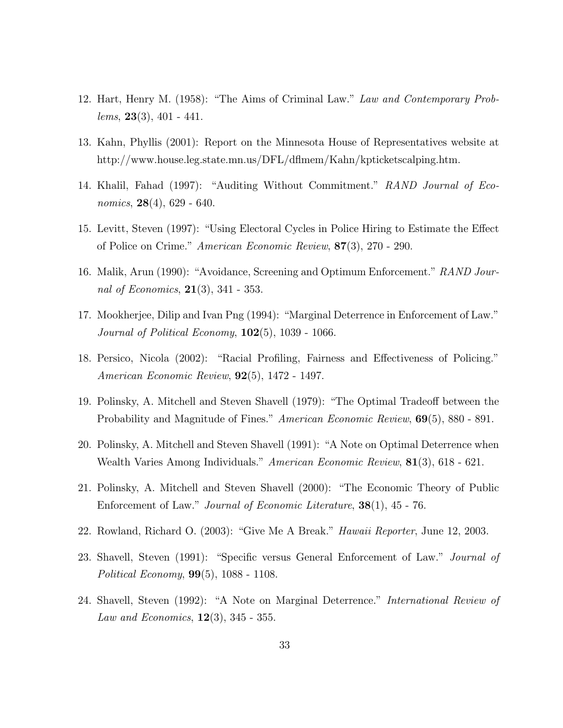12. Hart, Henry M. (1958): "The Aims of Criminal Law." *Law and Contemporary Problems*, **23**(3), 401 - 441.

13. Kahn, Phyllis (2001): Report on the Minnesota House of Representatives website at http://www.house.leg.state.mn.us/DFL/dflmem/Kahn/kpticketscalping.htm.

14. Khalil, Fahad (1997): "Auditing Without Commitment." *RAND Journal of Economics*, **28**(4), 629 - 640.

15. Levitt, Steven (1997): "Using Electoral Cycles in Police Hiring to Estimate the Effect of Police on Crime." *American Economic Review*, **87**(3), 270 - 290.

16. Malik, Arun (1990): "Avoidance, Screening and Optimum Enforcement." *RAND Journal of Economics*, **21**(3), 341 - 353.

17. Mookherjee, Dilip and Ivan Png (1994): "Marginal Deterrence in Enforcement of Law." *Journal of Political Economy*, **102**(5), 1039 - 1066.

18. Persico, Nicola (2002): "Racial Profiling, Fairness and Effectiveness of Policing." *American Economic Review*, **92**(5), 1472 - 1497.

19. Polinsky, A. Mitchell and Steven Shavell (1979): "The Optimal Tradeoff between the Probability and Magnitude of Fines." *American Economic Review*, **69**(5), 880 - 891.

20. Polinsky, A. Mitchell and Steven Shavell (1991): "A Note on Optimal Deterrence when Wealth Varies Among Individuals." *American Economic Review*, **81**(3), 618 - 621.

21. Polinsky, A. Mitchell and Steven Shavell (2000): "The Economic Theory of Public Enforcement of Law." *Journal of Economic Literature*, **38**(1), 45 - 76.

22. Rowland, Richard O. (2003): "Give Me A Break." *Hawaii Reporter*, June 12, 2003.

23. Shavell, Steven (1991): "Specific versus General Enforcement of Law." *Journal of Political Economy*, **99**(5), 1088 - 1108.

24. Shavell, Steven (1992): "A Note on Marginal Deterrence." *International Review of Law and Economics*, **12**(3), 345 - 355.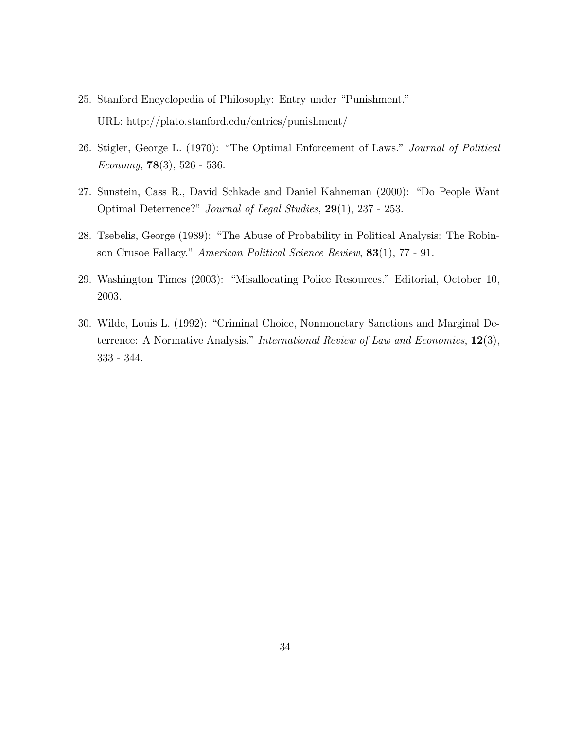25. Stanford Encyclopedia of Philosophy: Entry under "Punishment."

    URL: http://plato.stanford.edu/entries/punishment/

26. Stigler, George L. (1970): "The Optimal Enforcement of Laws." *Journal of Political Economy*, **78**(3), 526 - 536.

27. Sunstein, Cass R., David Schkade and Daniel Kahneman (2000): "Do People Want Optimal Deterrence?" *Journal of Legal Studies*, **29**(1), 237 - 253.

28. Tsebelis, George (1989): "The Abuse of Probability in Political Analysis: The Robinson Crusoe Fallacy." *American Political Science Review*, **83**(1), 77 - 91.

29. Washington Times (2003): "Misallocating Police Resources." Editorial, October 10, 2003.

30. Wilde, Louis L. (1992): "Criminal Choice, Nonmonetary Sanctions and Marginal Deterrence: A Normative Analysis." *International Review of Law and Economics*, **12**(3), 333 - 344.